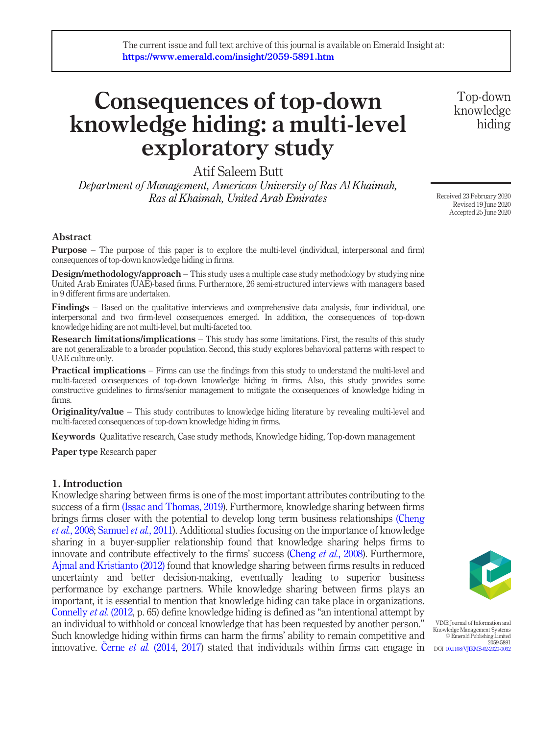The current issue and full text archive of this journal is available on Emerald Insight at: https://www.emerald.com/insight/2059-5891.htm

# Consequences of top-down knowledge hiding: a multi-level exploratory study

Atif Saleem Butt

*Department of Management, American University of Ras Al Khaimah, Ras al Khaimah, United Arab Emirates*

Received 23 February 2020
Revised 19 June 2020
Accepted 25 June 2020

## Abstract

**Purpose** – The purpose of this paper is to explore the multi-level (individual, interpersonal and firm) consequences of top-down knowledge hiding in firms.

**Design/methodology/approach** – This study uses a multiple case study methodology by studying nine United Arab Emirates (UAE)-based firms. Furthermore, 26 semi-structured interviews with managers based in 9 different firms are undertaken.

**Findings** – Based on the qualitative interviews and comprehensive data analysis, four individual, one interpersonal and two firm-level consequences emerged. In addition, the consequences of top-down knowledge hiding are not multi-level, but multi-faceted too.

**Research limitations/implications** – This study has some limitations. First, the results of this study are not generalizable to a broader population. Second, this study explores behavioral patterns with respect to UAE culture only.

**Practical implications** – Firms can use the findings from this study to understand the multi-level and multi-faceted consequences of top-down knowledge hiding in firms. Also, this study provides some constructive guidelines to firms/senior management to mitigate the consequences of knowledge hiding in firms.

**Originality/value** – This study contributes to knowledge hiding literature by revealing multi-level and multi-faceted consequences of top-down knowledge hiding in firms.

**Keywords** Qualitative research, Case study methods, Knowledge hiding, Top-down management

**Paper type** Research paper

## 1. Introduction

Knowledge sharing between firms is one of the most important attributes contributing to the success of a firm (Issac and Thomas, 2019). Furthermore, knowledge sharing between firms brings firms closer with the potential to develop long term business relationships (Cheng *et al.*, 2008; Samuel *et al.*, 2011). Additional studies focusing on the importance of knowledge sharing in a buyer-supplier relationship found that knowledge sharing helps firms to innovate and contribute effectively to the firms' success (Cheng *et al.*, 2008). Furthermore, Ajmal and Kristianto (2012) found that knowledge sharing between firms results in reduced uncertainty and better decision-making, eventually leading to superior business performance by exchange partners. While knowledge sharing between firms plays an important, it is essential to mention that knowledge hiding can take place in organizations. Connelly *et al.* (2012, p. 65) define knowledge hiding is defined as "an intentional attempt by an individual to withhold or conceal knowledge that has been requested by another person." Such knowledge hiding within firms can harm the firms' ability to remain competitive and innovative. Černe *et al.* (2014, 2017) stated that individuals within firms can engage in

VINE Journal of Information and Knowledge Management Systems
© Emerald Publishing Limited
2059-5891
DOI 10.1108/VJIKMS-02-2020-0032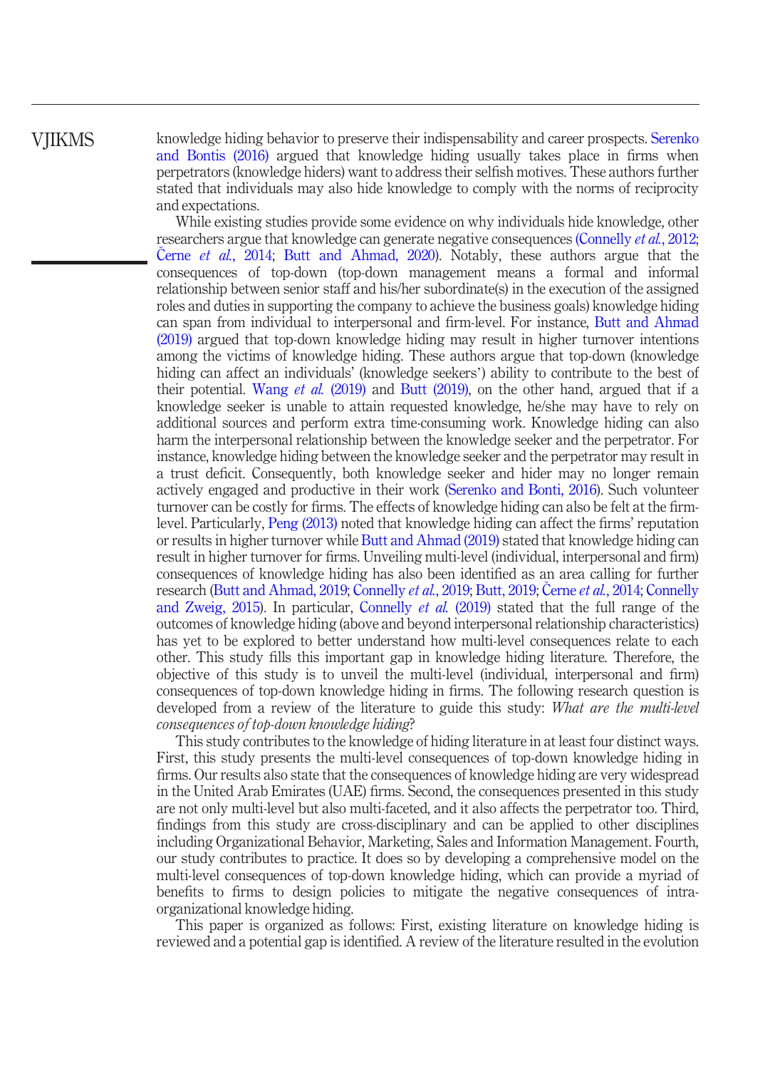knowledge hiding behavior to preserve their indispensability and career prospects. Serenko and Bontis (2016) argued that knowledge hiding usually takes place in firms when perpetrators (knowledge hiders) want to address their selfish motives. These authors further stated that individuals may also hide knowledge to comply with the norms of reciprocity and expectations.

While existing studies provide some evidence on why individuals hide knowledge, other researchers argue that knowledge can generate negative consequences (Connelly *et al.*, 2012; Černe *et al.*, 2014; Butt and Ahmad, 2020). Notably, these authors argue that the consequences of top-down (top-down management means a formal and informal relationship between senior staff and his/her subordinate(s) in the execution of the assigned roles and duties in supporting the company to achieve the business goals) knowledge hiding can span from individual to interpersonal and firm-level. For instance, Butt and Ahmad (2019) argued that top-down knowledge hiding may result in higher turnover intentions among the victims of knowledge hiding. These authors argue that top-down (knowledge hiding can affect an individuals' (knowledge seekers') ability to contribute to the best of their potential. Wang *et al.* (2019) and Butt (2019), on the other hand, argued that if a knowledge seeker is unable to attain requested knowledge, he/she may have to rely on additional sources and perform extra time-consuming work. Knowledge hiding can also harm the interpersonal relationship between the knowledge seeker and the perpetrator. For instance, knowledge hiding between the knowledge seeker and the perpetrator may result in a trust deficit. Consequently, both knowledge seeker and hider may no longer remain actively engaged and productive in their work (Serenko and Bonti, 2016). Such volunteer turnover can be costly for firms. The effects of knowledge hiding can also be felt at the firm-level. Particularly, Peng (2013) noted that knowledge hiding can affect the firms' reputation or results in higher turnover while Butt and Ahmad (2019) stated that knowledge hiding can result in higher turnover for firms. Unveiling multi-level (individual, interpersonal and firm) consequences of knowledge hiding has also been identified as an area calling for further research (Butt and Ahmad, 2019; Connelly *et al.*, 2019; Butt, 2019; Černe *et al.*, 2014; Connelly and Zweig, 2015). In particular, Connelly *et al.* (2019) stated that the full range of the outcomes of knowledge hiding (above and beyond interpersonal relationship characteristics) has yet to be explored to better understand how multi-level consequences relate to each other. This study fills this important gap in knowledge hiding literature. Therefore, the objective of this study is to unveil the multi-level (individual, interpersonal and firm) consequences of top-down knowledge hiding in firms. The following research question is developed from a review of the literature to guide this study: *What are the multi-level consequences of top-down knowledge hiding*?

This study contributes to the knowledge of hiding literature in at least four distinct ways. First, this study presents the multi-level consequences of top-down knowledge hiding in firms. Our results also state that the consequences of knowledge hiding are very widespread in the United Arab Emirates (UAE) firms. Second, the consequences presented in this study are not only multi-level but also multi-faceted, and it also affects the perpetrator too. Third, findings from this study are cross-disciplinary and can be applied to other disciplines including Organizational Behavior, Marketing, Sales and Information Management. Fourth, our study contributes to practice. It does so by developing a comprehensive model on the multi-level consequences of top-down knowledge hiding, which can provide a myriad of benefits to firms to design policies to mitigate the negative consequences of intra-organizational knowledge hiding.

This paper is organized as follows: First, existing literature on knowledge hiding is reviewed and a potential gap is identified. A review of the literature resulted in the evolution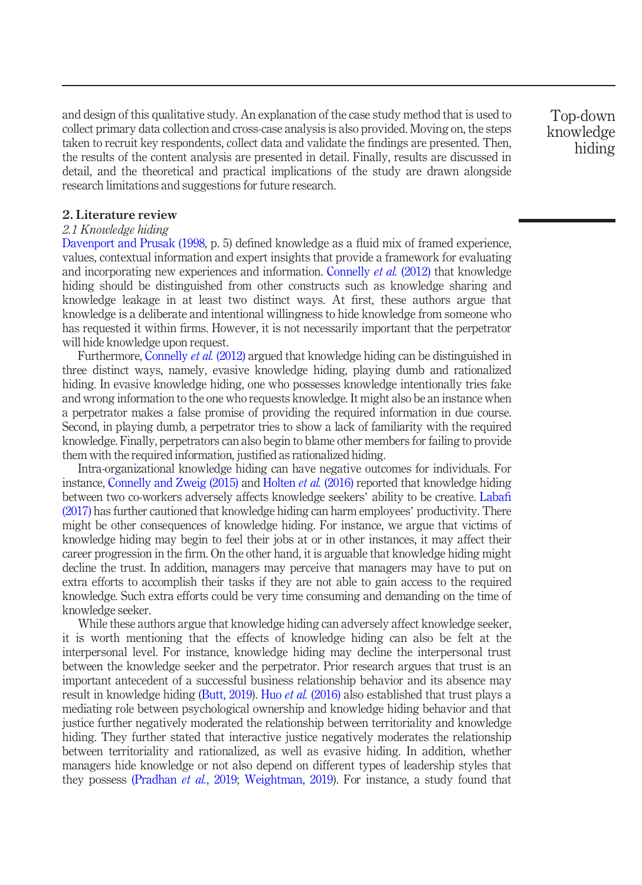and design of this qualitative study. An explanation of the case study method that is used to collect primary data collection and cross-case analysis is also provided. Moving on, the steps taken to recruit key respondents, collect data and validate the findings are presented. Then, the results of the content analysis are presented in detail. Finally, results are discussed in detail, and the theoretical and practical implications of the study are drawn alongside research limitations and suggestions for future research.

## 2. Literature review

### *2.1 Knowledge hiding*

Davenport and Prusak (1998, p. 5) defined knowledge as a fluid mix of framed experience, values, contextual information and expert insights that provide a framework for evaluating and incorporating new experiences and information. Connelly *et al.* (2012) that knowledge hiding should be distinguished from other constructs such as knowledge sharing and knowledge leakage in at least two distinct ways. At first, these authors argue that knowledge is a deliberate and intentional willingness to hide knowledge from someone who has requested it within firms. However, it is not necessarily important that the perpetrator will hide knowledge upon request.

Furthermore, Connelly *et al.* (2012) argued that knowledge hiding can be distinguished in three distinct ways, namely, evasive knowledge hiding, playing dumb and rationalized hiding. In evasive knowledge hiding, one who possesses knowledge intentionally tries fake and wrong information to the one who requests knowledge. It might also be an instance when a perpetrator makes a false promise of providing the required information in due course. Second, in playing dumb, a perpetrator tries to show a lack of familiarity with the required knowledge. Finally, perpetrators can also begin to blame other members for failing to provide them with the required information, justified as rationalized hiding.

Intra-organizational knowledge hiding can have negative outcomes for individuals. For instance, Connelly and Zweig (2015) and Holten *et al.* (2016) reported that knowledge hiding between two co-workers adversely affects knowledge seekers' ability to be creative. Labafi (2017) has further cautioned that knowledge hiding can harm employees' productivity. There might be other consequences of knowledge hiding. For instance, we argue that victims of knowledge hiding may begin to feel their jobs at or in other instances, it may affect their career progression in the firm. On the other hand, it is arguable that knowledge hiding might decline the trust. In addition, managers may perceive that managers may have to put on extra efforts to accomplish their tasks if they are not able to gain access to the required knowledge. Such extra efforts could be very time consuming and demanding on the time of knowledge seeker.

While these authors argue that knowledge hiding can adversely affect knowledge seeker, it is worth mentioning that the effects of knowledge hiding can also be felt at the interpersonal level. For instance, knowledge hiding may decline the interpersonal trust between the knowledge seeker and the perpetrator. Prior research argues that trust is an important antecedent of a successful business relationship behavior and its absence may result in knowledge hiding (Butt, 2019). Huo *et al.* (2016) also established that trust plays a mediating role between psychological ownership and knowledge hiding behavior and that justice further negatively moderated the relationship between territoriality and knowledge hiding. They further stated that interactive justice negatively moderates the relationship between territoriality and rationalized, as well as evasive hiding. In addition, whether managers hide knowledge or not also depend on different types of leadership styles that they possess (Pradhan *et al.*, 2019; Weightman, 2019). For instance, a study found that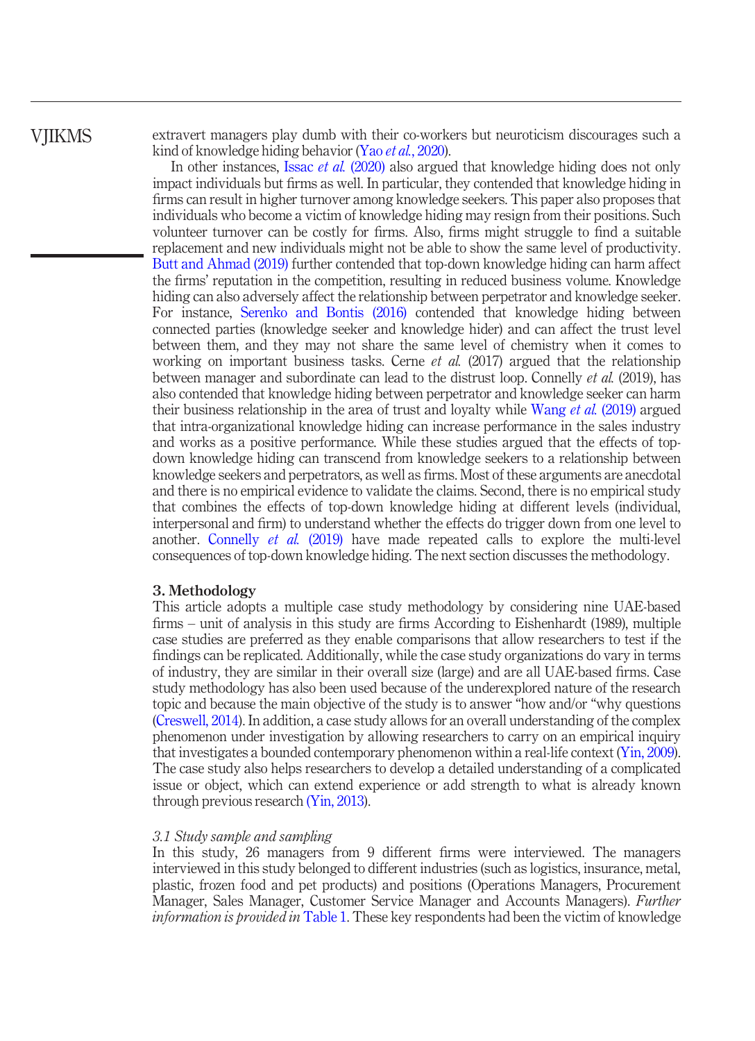extravert managers play dumb with their co-workers but neuroticism discourages such a kind of knowledge hiding behavior (Yao *et al.*, 2020).

In other instances, Issac *et al.* (2020) also argued that knowledge hiding does not only impact individuals but firms as well. In particular, they contended that knowledge hiding in firms can result in higher turnover among knowledge seekers. This paper also proposes that individuals who become a victim of knowledge hiding may resign from their positions. Such volunteer turnover can be costly for firms. Also, firms might struggle to find a suitable replacement and new individuals might not be able to show the same level of productivity. Butt and Ahmad (2019) further contended that top-down knowledge hiding can harm affect the firms' reputation in the competition, resulting in reduced business volume. Knowledge hiding can also adversely affect the relationship between perpetrator and knowledge seeker. For instance, Serenko and Bontis (2016) contended that knowledge hiding between connected parties (knowledge seeker and knowledge hider) and can affect the trust level between them, and they may not share the same level of chemistry when it comes to working on important business tasks. Cerne *et al.* (2017) argued that the relationship between manager and subordinate can lead to the distrust loop. Connelly *et al.* (2019), has also contended that knowledge hiding between perpetrator and knowledge seeker can harm their business relationship in the area of trust and loyalty while Wang *et al.* (2019) argued that intra-organizational knowledge hiding can increase performance in the sales industry and works as a positive performance. While these studies argued that the effects of top-down knowledge hiding can transcend from knowledge seekers to a relationship between knowledge seekers and perpetrators, as well as firms. Most of these arguments are anecdotal and there is no empirical evidence to validate the claims. Second, there is no empirical study that combines the effects of top-down knowledge hiding at different levels (individual, interpersonal and firm) to understand whether the effects do trigger down from one level to another. Connelly *et al.* (2019) have made repeated calls to explore the multi-level consequences of top-down knowledge hiding. The next section discusses the methodology.

## 3. Methodology

This article adopts a multiple case study methodology by considering nine UAE-based firms – unit of analysis in this study are firms According to Eishenhardt (1989), multiple case studies are preferred as they enable comparisons that allow researchers to test if the findings can be replicated. Additionally, while the case study organizations do vary in terms of industry, they are similar in their overall size (large) and are all UAE-based firms. Case study methodology has also been used because of the underexplored nature of the research topic and because the main objective of the study is to answer "how and/or "why questions (Creswell, 2014). In addition, a case study allows for an overall understanding of the complex phenomenon under investigation by allowing researchers to carry on an empirical inquiry that investigates a bounded contemporary phenomenon within a real-life context (Yin, 2009). The case study also helps researchers to develop a detailed understanding of a complicated issue or object, which can extend experience or add strength to what is already known through previous research (Yin, 2013).

### *3.1 Study sample and sampling*

In this study, 26 managers from 9 different firms were interviewed. The managers interviewed in this study belonged to different industries (such as logistics, insurance, metal, plastic, frozen food and pet products) and positions (Operations Managers, Procurement Manager, Sales Manager, Customer Service Manager and Accounts Managers). *Further information is provided in* Table 1. These key respondents had been the victim of knowledge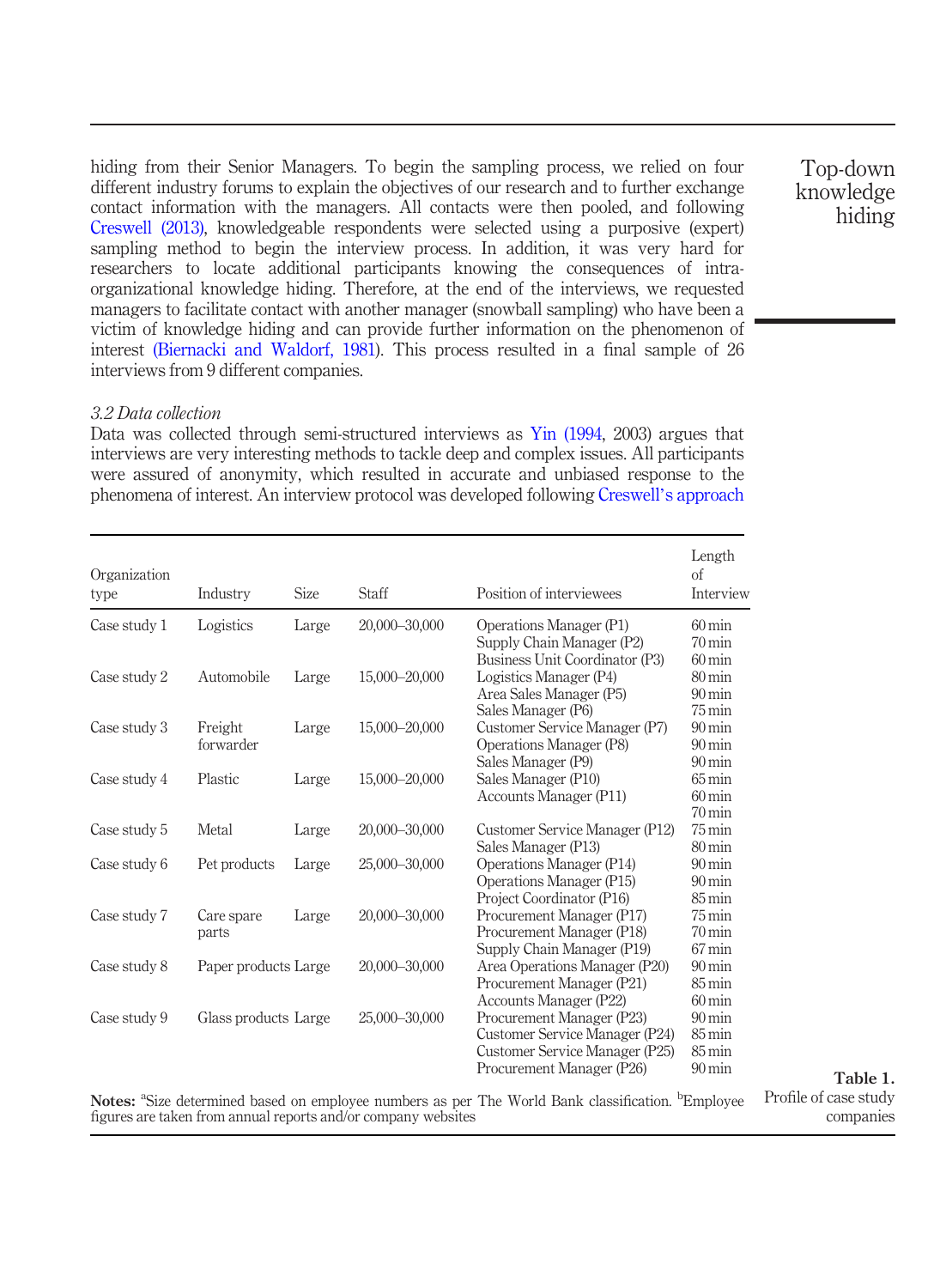hiding from their Senior Managers. To begin the sampling process, we relied on four different industry forums to explain the objectives of our research and to further exchange contact information with the managers. All contacts were then pooled, and following Creswell (2013), knowledgeable respondents were selected using a purposive (expert) sampling method to begin the interview process. In addition, it was very hard for researchers to locate additional participants knowing the consequences of intra-organizational knowledge hiding. Therefore, at the end of the interviews, we requested managers to facilitate contact with another manager (snowball sampling) who have been a victim of knowledge hiding and can provide further information on the phenomenon of interest (Biernacki and Waldorf, 1981). This process resulted in a final sample of 26 interviews from 9 different companies.

*3.2 Data collection*

Data was collected through semi-structured interviews as Yin (1994, 2003) argues that interviews are very interesting methods to tackle deep and complex issues. All participants were assured of anonymity, which resulted in accurate and unbiased response to the phenomena of interest. An interview protocol was developed following Creswell's approach

| Organization type | Industry | Size | Staff | Position of interviewees | Length of Interview |
|---|---|---|---|---|---|
| Case study 1 | Logistics | Large | 20,000–30,000 | Operations Manager (P1) | 60 min |
| | | | | Supply Chain Manager (P2) | 70 min |
| | | | | Business Unit Coordinator (P3) | 60 min |
| Case study 2 | Automobile | Large | 15,000–20,000 | Logistics Manager (P4) | 80 min |
| | | | | Area Sales Manager (P5) | 90 min |
| | | | | Sales Manager (P6) | 75 min |
| Case study 3 | Freight forwarder | Large | 15,000–20,000 | Customer Service Manager (P7) | 90 min |
| | | | | Operations Manager (P8) | 90 min |
| | | | | Sales Manager (P9) | 90 min |
| Case study 4 | Plastic | Large | 15,000–20,000 | Sales Manager (P10) | 65 min |
| | | | | Accounts Manager (P11) | 60 min |
| | | | | | 70 min |
| Case study 5 | Metal | Large | 20,000–30,000 | Customer Service Manager (P12) | 75 min |
| | | | | Sales Manager (P13) | 80 min |
| Case study 6 | Pet products | Large | 25,000–30,000 | Operations Manager (P14) | 90 min |
| | | | | Operations Manager (P15) | 90 min |
| | | | | Project Coordinator (P16) | 85 min |
| Case study 7 | Care spare parts | Large | 20,000–30,000 | Procurement Manager (P17) | 75 min |
| | | | | Procurement Manager (P18) | 70 min |
| | | | | Supply Chain Manager (P19) | 67 min |
| Case study 8 | Paper products | Large | 20,000–30,000 | Area Operations Manager (P20) | 90 min |
| | | | | Procurement Manager (P21) | 85 min |
| | | | | Accounts Manager (P22) | 60 min |
| Case study 9 | Glass products | Large | 25,000–30,000 | Procurement Manager (P23) | 90 min |
| | | | | Customer Service Manager (P24) | 85 min |
| | | | | Customer Service Manager (P25) | 85 min |
| | | | | Procurement Manager (P26) | 90 min |

**Notes:** [a]Size determined based on employee numbers as per The World Bank classification. [b]Employee figures are taken from annual reports and/or company websites

**Table 1.** Profile of case study companies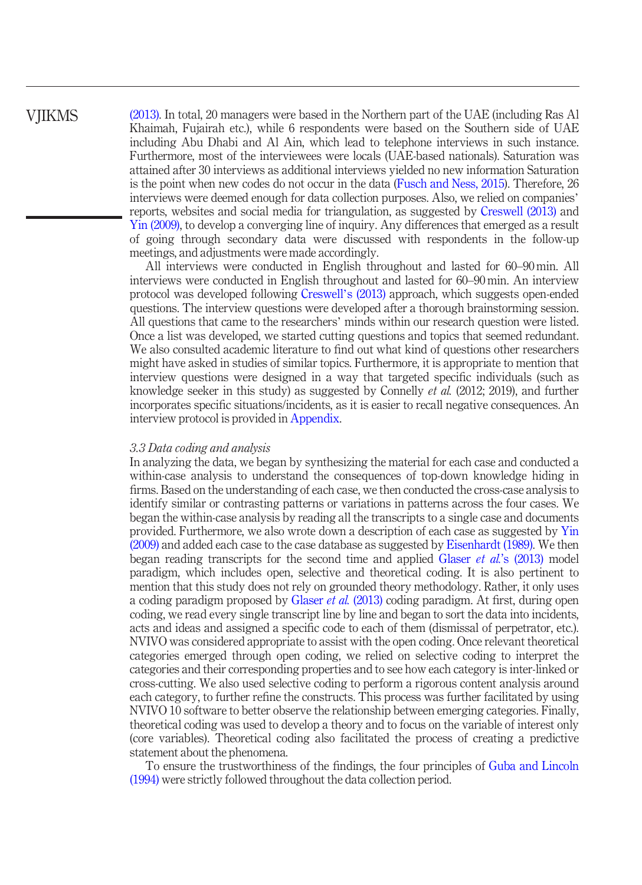(2013). In total, 20 managers were based in the Northern part of the UAE (including Ras Al Khaimah, Fujairah etc.), while 6 respondents were based on the Southern side of UAE including Abu Dhabi and Al Ain, which lead to telephone interviews in such instance. Furthermore, most of the interviewees were locals (UAE-based nationals). Saturation was attained after 30 interviews as additional interviews yielded no new information Saturation is the point when new codes do not occur in the data (Fusch and Ness, 2015). Therefore, 26 interviews were deemed enough for data collection purposes. Also, we relied on companies' reports, websites and social media for triangulation, as suggested by Creswell (2013) and Yin (2009), to develop a converging line of inquiry. Any differences that emerged as a result of going through secondary data were discussed with respondents in the follow-up meetings, and adjustments were made accordingly.

All interviews were conducted in English throughout and lasted for 60–90 min. All interviews were conducted in English throughout and lasted for 60–90 min. An interview protocol was developed following Creswell's (2013) approach, which suggests open-ended questions. The interview questions were developed after a thorough brainstorming session. All questions that came to the researchers' minds within our research question were listed. Once a list was developed, we started cutting questions and topics that seemed redundant. We also consulted academic literature to find out what kind of questions other researchers might have asked in studies of similar topics. Furthermore, it is appropriate to mention that interview questions were designed in a way that targeted specific individuals (such as knowledge seeker in this study) as suggested by Connelly *et al.* (2012; 2019), and further incorporates specific situations/incidents, as it is easier to recall negative consequences. An interview protocol is provided in Appendix.

*3.3 Data coding and analysis*

In analyzing the data, we began by synthesizing the material for each case and conducted a within-case analysis to understand the consequences of top-down knowledge hiding in firms. Based on the understanding of each case, we then conducted the cross-case analysis to identify similar or contrasting patterns or variations in patterns across the four cases. We began the within-case analysis by reading all the transcripts to a single case and documents provided. Furthermore, we also wrote down a description of each case as suggested by Yin (2009) and added each case to the case database as suggested by Eisenhardt (1989). We then began reading transcripts for the second time and applied Glaser *et al.*'s (2013) model paradigm, which includes open, selective and theoretical coding. It is also pertinent to mention that this study does not rely on grounded theory methodology. Rather, it only uses a coding paradigm proposed by Glaser *et al.* (2013) coding paradigm. At first, during open coding, we read every single transcript line by line and began to sort the data into incidents, acts and ideas and assigned a specific code to each of them (dismissal of perpetrator, etc.). NVIVO was considered appropriate to assist with the open coding. Once relevant theoretical categories emerged through open coding, we relied on selective coding to interpret the categories and their corresponding properties and to see how each category is inter-linked or cross-cutting. We also used selective coding to perform a rigorous content analysis around each category, to further refine the constructs. This process was further facilitated by using NVIVO 10 software to better observe the relationship between emerging categories. Finally, theoretical coding was used to develop a theory and to focus on the variable of interest only (core variables). Theoretical coding also facilitated the process of creating a predictive statement about the phenomena.

To ensure the trustworthiness of the findings, the four principles of Guba and Lincoln (1994) were strictly followed throughout the data collection period.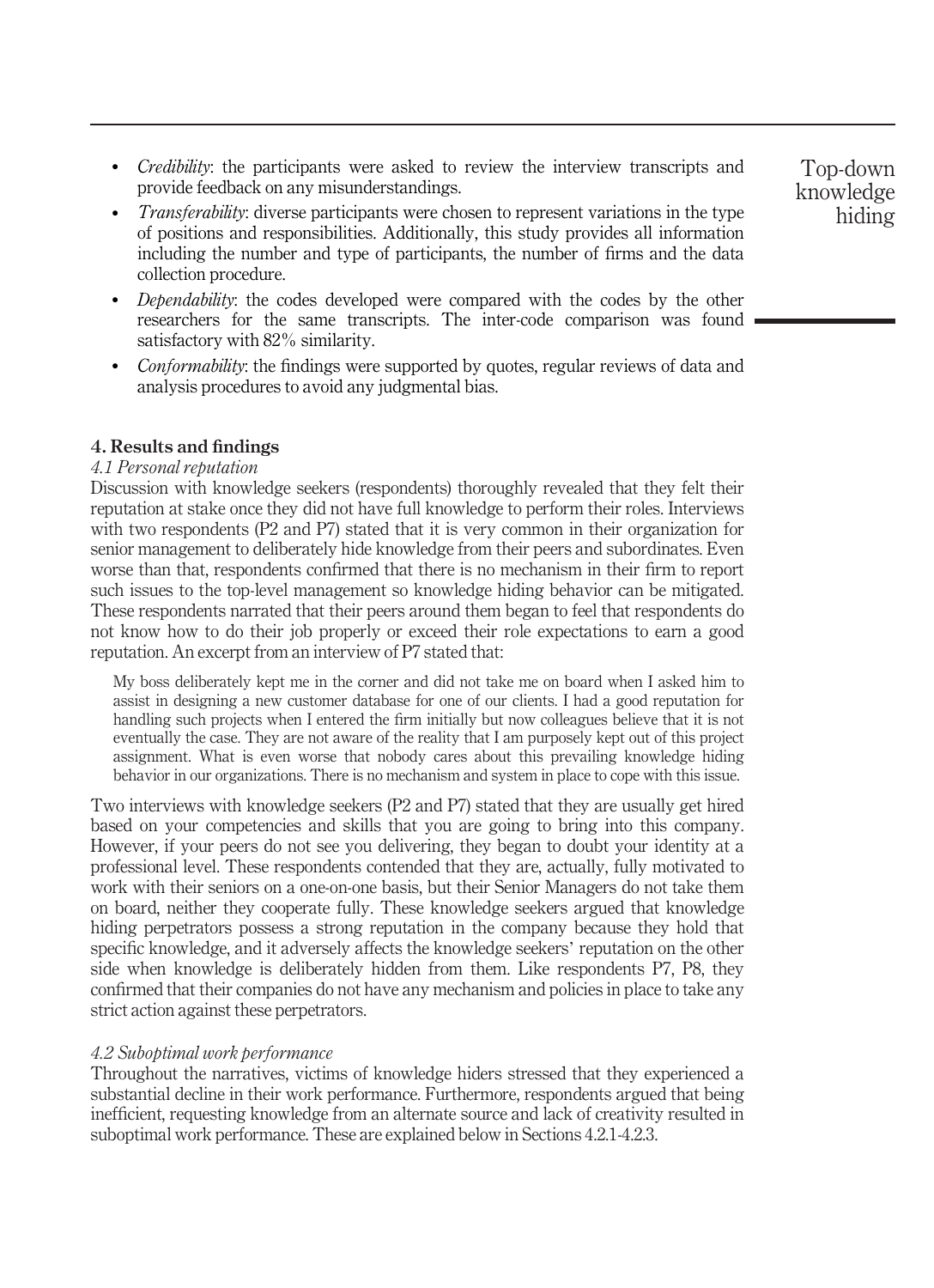- *Credibility*: the participants were asked to review the interview transcripts and provide feedback on any misunderstandings.
- *Transferability*: diverse participants were chosen to represent variations in the type of positions and responsibilities. Additionally, this study provides all information including the number and type of participants, the number of firms and the data collection procedure.
- *Dependability*: the codes developed were compared with the codes by the other researchers for the same transcripts. The inter-code comparison was found satisfactory with 82% similarity.
- *Conformability*: the findings were supported by quotes, regular reviews of data and analysis procedures to avoid any judgmental bias.

## 4. Results and findings

### *4.1 Personal reputation*

Discussion with knowledge seekers (respondents) thoroughly revealed that they felt their reputation at stake once they did not have full knowledge to perform their roles. Interviews with two respondents (P2 and P7) stated that it is very common in their organization for senior management to deliberately hide knowledge from their peers and subordinates. Even worse than that, respondents confirmed that there is no mechanism in their firm to report such issues to the top-level management so knowledge hiding behavior can be mitigated. These respondents narrated that their peers around them began to feel that respondents do not know how to do their job properly or exceed their role expectations to earn a good reputation. An excerpt from an interview of P7 stated that:

> My boss deliberately kept me in the corner and did not take me on board when I asked him to assist in designing a new customer database for one of our clients. I had a good reputation for handling such projects when I entered the firm initially but now colleagues believe that it is not eventually the case. They are not aware of the reality that I am purposely kept out of this project assignment. What is even worse that nobody cares about this prevailing knowledge hiding behavior in our organizations. There is no mechanism and system in place to cope with this issue.

Two interviews with knowledge seekers (P2 and P7) stated that they are usually get hired based on your competencies and skills that you are going to bring into this company. However, if your peers do not see you delivering, they began to doubt your identity at a professional level. These respondents contended that they are, actually, fully motivated to work with their seniors on a one-on-one basis, but their Senior Managers do not take them on board, neither they cooperate fully. These knowledge seekers argued that knowledge hiding perpetrators possess a strong reputation in the company because they hold that specific knowledge, and it adversely affects the knowledge seekers' reputation on the other side when knowledge is deliberately hidden from them. Like respondents P7, P8, they confirmed that their companies do not have any mechanism and policies in place to take any strict action against these perpetrators.

### *4.2 Suboptimal work performance*

Throughout the narratives, victims of knowledge hiders stressed that they experienced a substantial decline in their work performance. Furthermore, respondents argued that being inefficient, requesting knowledge from an alternate source and lack of creativity resulted in suboptimal work performance. These are explained below in Sections 4.2.1-4.2.3.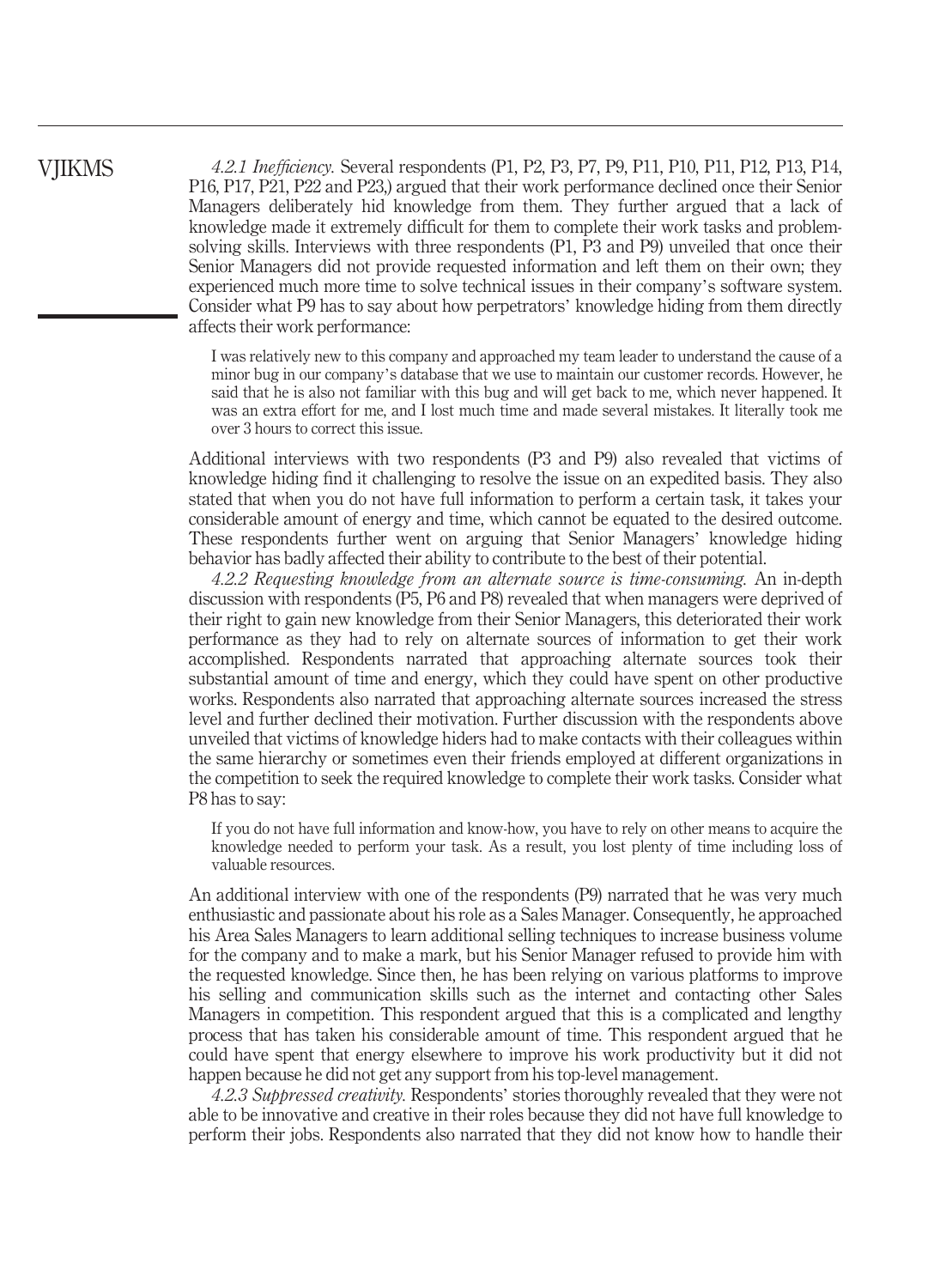*4.2.1 Inefficiency.* Several respondents (P1, P2, P3, P7, P9, P11, P10, P11, P12, P13, P14, P16, P17, P21, P22 and P23,) argued that their work performance declined once their Senior Managers deliberately hid knowledge from them. They further argued that a lack of knowledge made it extremely difficult for them to complete their work tasks and problem-solving skills. Interviews with three respondents (P1, P3 and P9) unveiled that once their Senior Managers did not provide requested information and left them on their own; they experienced much more time to solve technical issues in their company's software system. Consider what P9 has to say about how perpetrators' knowledge hiding from them directly affects their work performance:

> I was relatively new to this company and approached my team leader to understand the cause of a minor bug in our company's database that we use to maintain our customer records. However, he said that he is also not familiar with this bug and will get back to me, which never happened. It was an extra effort for me, and I lost much time and made several mistakes. It literally took me over 3 hours to correct this issue.

Additional interviews with two respondents (P3 and P9) also revealed that victims of knowledge hiding find it challenging to resolve the issue on an expedited basis. They also stated that when you do not have full information to perform a certain task, it takes your considerable amount of energy and time, which cannot be equated to the desired outcome. These respondents further went on arguing that Senior Managers' knowledge hiding behavior has badly affected their ability to contribute to the best of their potential.

*4.2.2 Requesting knowledge from an alternate source is time-consuming.* An in-depth discussion with respondents (P5, P6 and P8) revealed that when managers were deprived of their right to gain new knowledge from their Senior Managers, this deteriorated their work performance as they had to rely on alternate sources of information to get their work accomplished. Respondents narrated that approaching alternate sources took their substantial amount of time and energy, which they could have spent on other productive works. Respondents also narrated that approaching alternate sources increased the stress level and further declined their motivation. Further discussion with the respondents above unveiled that victims of knowledge hiders had to make contacts with their colleagues within the same hierarchy or sometimes even their friends employed at different organizations in the competition to seek the required knowledge to complete their work tasks. Consider what P8 has to say:

> If you do not have full information and know-how, you have to rely on other means to acquire the knowledge needed to perform your task. As a result, you lost plenty of time including loss of valuable resources.

An additional interview with one of the respondents (P9) narrated that he was very much enthusiastic and passionate about his role as a Sales Manager. Consequently, he approached his Area Sales Managers to learn additional selling techniques to increase business volume for the company and to make a mark, but his Senior Manager refused to provide him with the requested knowledge. Since then, he has been relying on various platforms to improve his selling and communication skills such as the internet and contacting other Sales Managers in competition. This respondent argued that this is a complicated and lengthy process that has taken his considerable amount of time. This respondent argued that he could have spent that energy elsewhere to improve his work productivity but it did not happen because he did not get any support from his top-level management.

*4.2.3 Suppressed creativity.* Respondents' stories thoroughly revealed that they were not able to be innovative and creative in their roles because they did not have full knowledge to perform their jobs. Respondents also narrated that they did not know how to handle their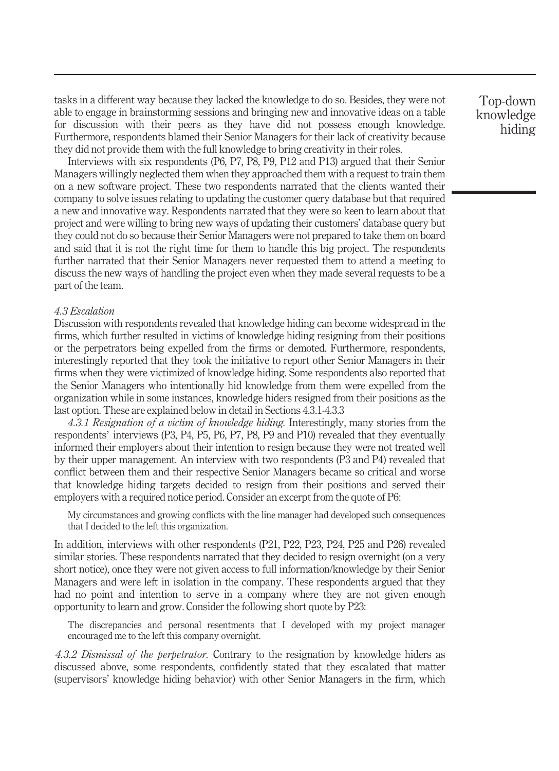tasks in a different way because they lacked the knowledge to do so. Besides, they were not able to engage in brainstorming sessions and bringing new and innovative ideas on a table for discussion with their peers as they have did not possess enough knowledge. Furthermore, respondents blamed their Senior Managers for their lack of creativity because they did not provide them with the full knowledge to bring creativity in their roles.

Interviews with six respondents (P6, P7, P8, P9, P12 and P13) argued that their Senior Managers willingly neglected them when they approached them with a request to train them on a new software project. These two respondents narrated that the clients wanted their company to solve issues relating to updating the customer query database but that required a new and innovative way. Respondents narrated that they were so keen to learn about that project and were willing to bring new ways of updating their customers' database query but they could not do so because their Senior Managers were not prepared to take them on board and said that it is not the right time for them to handle this big project. The respondents further narrated that their Senior Managers never requested them to attend a meeting to discuss the new ways of handling the project even when they made several requests to be a part of the team.

### *4.3 Escalation*

Discussion with respondents revealed that knowledge hiding can become widespread in the firms, which further resulted in victims of knowledge hiding resigning from their positions or the perpetrators being expelled from the firms or demoted. Furthermore, respondents, interestingly reported that they took the initiative to report other Senior Managers in their firms when they were victimized of knowledge hiding. Some respondents also reported that the Senior Managers who intentionally hid knowledge from them were expelled from the organization while in some instances, knowledge hiders resigned from their positions as the last option. These are explained below in detail in Sections 4.3.1-4.3.3

*4.3.1 Resignation of a victim of knowledge hiding.* Interestingly, many stories from the respondents' interviews (P3, P4, P5, P6, P7, P8, P9 and P10) revealed that they eventually informed their employers about their intention to resign because they were not treated well by their upper management. An interview with two respondents (P3 and P4) revealed that conflict between them and their respective Senior Managers became so critical and worse that knowledge hiding targets decided to resign from their positions and served their employers with a required notice period. Consider an excerpt from the quote of P6:

> My circumstances and growing conflicts with the line manager had developed such consequences that I decided to the left this organization.

In addition, interviews with other respondents (P21, P22, P23, P24, P25 and P26) revealed similar stories. These respondents narrated that they decided to resign overnight (on a very short notice), once they were not given access to full information/knowledge by their Senior Managers and were left in isolation in the company. These respondents argued that they had no point and intention to serve in a company where they are not given enough opportunity to learn and grow. Consider the following short quote by P23:

> The discrepancies and personal resentments that I developed with my project manager encouraged me to the left this company overnight.

*4.3.2 Dismissal of the perpetrator.* Contrary to the resignation by knowledge hiders as discussed above, some respondents, confidently stated that they escalated that matter (supervisors' knowledge hiding behavior) with other Senior Managers in the firm, which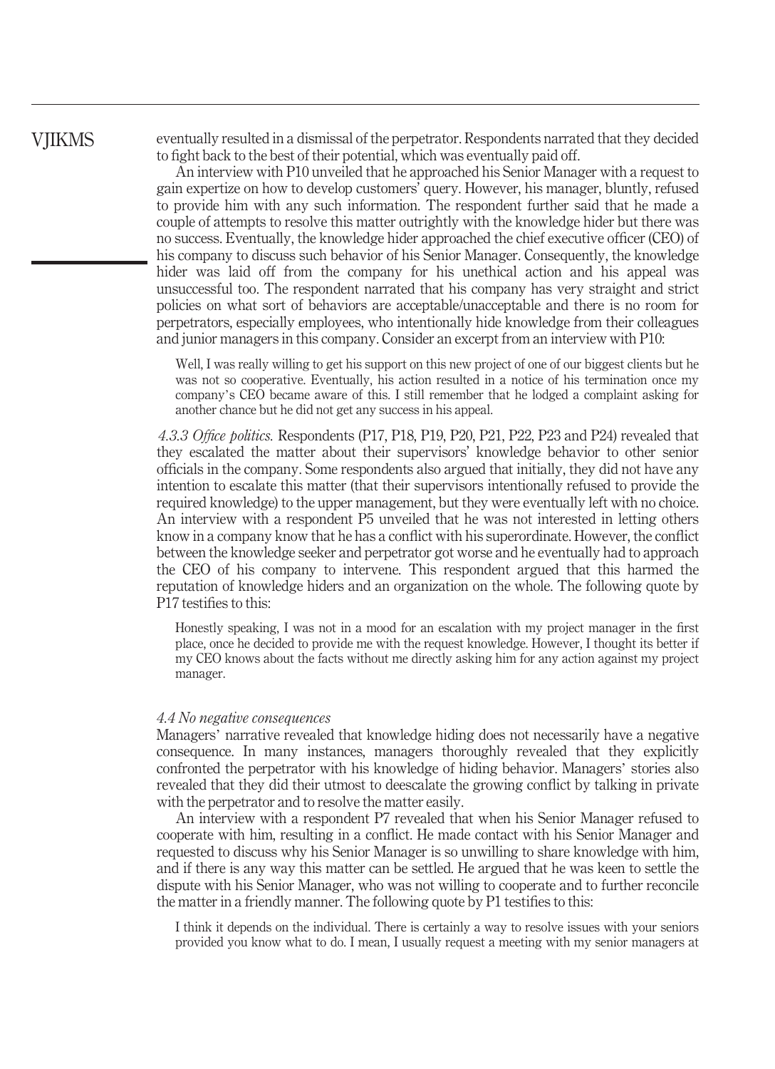eventually resulted in a dismissal of the perpetrator. Respondents narrated that they decided to fight back to the best of their potential, which was eventually paid off.

An interview with P10 unveiled that he approached his Senior Manager with a request to gain expertize on how to develop customers' query. However, his manager, bluntly, refused to provide him with any such information. The respondent further said that he made a couple of attempts to resolve this matter outrightly with the knowledge hider but there was no success. Eventually, the knowledge hider approached the chief executive officer (CEO) of his company to discuss such behavior of his Senior Manager. Consequently, the knowledge hider was laid off from the company for his unethical action and his appeal was unsuccessful too. The respondent narrated that his company has very straight and strict policies on what sort of behaviors are acceptable/unacceptable and there is no room for perpetrators, especially employees, who intentionally hide knowledge from their colleagues and junior managers in this company. Consider an excerpt from an interview with P10:

> Well, I was really willing to get his support on this new project of one of our biggest clients but he was not so cooperative. Eventually, his action resulted in a notice of his termination once my company's CEO became aware of this. I still remember that he lodged a complaint asking for another chance but he did not get any success in his appeal.

*4.3.3 Office politics.* Respondents (P17, P18, P19, P20, P21, P22, P23 and P24) revealed that they escalated the matter about their supervisors' knowledge behavior to other senior officials in the company. Some respondents also argued that initially, they did not have any intention to escalate this matter (that their supervisors intentionally refused to provide the required knowledge) to the upper management, but they were eventually left with no choice. An interview with a respondent P5 unveiled that he was not interested in letting others know in a company know that he has a conflict with his superordinate. However, the conflict between the knowledge seeker and perpetrator got worse and he eventually had to approach the CEO of his company to intervene. This respondent argued that this harmed the reputation of knowledge hiders and an organization on the whole. The following quote by P17 testifies to this:

> Honestly speaking, I was not in a mood for an escalation with my project manager in the first place, once he decided to provide me with the request knowledge. However, I thought its better if my CEO knows about the facts without me directly asking him for any action against my project manager.

### *4.4 No negative consequences*

Managers' narrative revealed that knowledge hiding does not necessarily have a negative consequence. In many instances, managers thoroughly revealed that they explicitly confronted the perpetrator with his knowledge of hiding behavior. Managers' stories also revealed that they did their utmost to deescalate the growing conflict by talking in private with the perpetrator and to resolve the matter easily.

An interview with a respondent P7 revealed that when his Senior Manager refused to cooperate with him, resulting in a conflict. He made contact with his Senior Manager and requested to discuss why his Senior Manager is so unwilling to share knowledge with him, and if there is any way this matter can be settled. He argued that he was keen to settle the dispute with his Senior Manager, who was not willing to cooperate and to further reconcile the matter in a friendly manner. The following quote by P1 testifies to this:

> I think it depends on the individual. There is certainly a way to resolve issues with your seniors provided you know what to do. I mean, I usually request a meeting with my senior managers at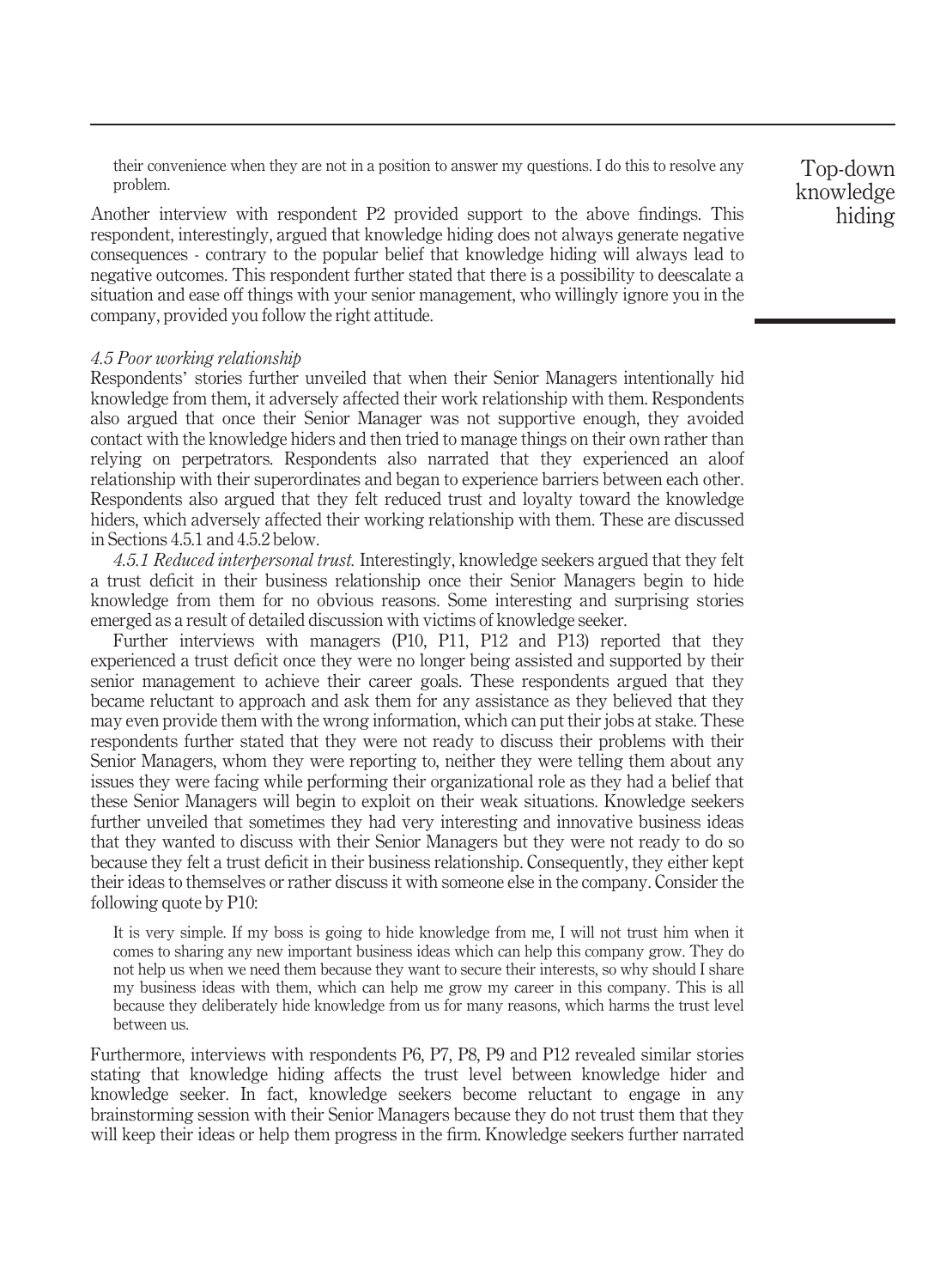their convenience when they are not in a position to answer my questions. I do this to resolve any problem.

Another interview with respondent P2 provided support to the above findings. This respondent, interestingly, argued that knowledge hiding does not always generate negative consequences - contrary to the popular belief that knowledge hiding will always lead to negative outcomes. This respondent further stated that there is a possibility to deescalate a situation and ease off things with your senior management, who willingly ignore you in the company, provided you follow the right attitude.

*4.5 Poor working relationship*

Respondents' stories further unveiled that when their Senior Managers intentionally hid knowledge from them, it adversely affected their work relationship with them. Respondents also argued that once their Senior Manager was not supportive enough, they avoided contact with the knowledge hiders and then tried to manage things on their own rather than relying on perpetrators. Respondents also narrated that they experienced an aloof relationship with their superordinates and began to experience barriers between each other. Respondents also argued that they felt reduced trust and loyalty toward the knowledge hiders, which adversely affected their working relationship with them. These are discussed in Sections 4.5.1 and 4.5.2 below.

*4.5.1 Reduced interpersonal trust.* Interestingly, knowledge seekers argued that they felt a trust deficit in their business relationship once their Senior Managers begin to hide knowledge from them for no obvious reasons. Some interesting and surprising stories emerged as a result of detailed discussion with victims of knowledge seeker.

Further interviews with managers (P10, P11, P12 and P13) reported that they experienced a trust deficit once they were no longer being assisted and supported by their senior management to achieve their career goals. These respondents argued that they became reluctant to approach and ask them for any assistance as they believed that they may even provide them with the wrong information, which can put their jobs at stake. These respondents further stated that they were not ready to discuss their problems with their Senior Managers, whom they were reporting to, neither they were telling them about any issues they were facing while performing their organizational role as they had a belief that these Senior Managers will begin to exploit on their weak situations. Knowledge seekers further unveiled that sometimes they had very interesting and innovative business ideas that they wanted to discuss with their Senior Managers but they were not ready to do so because they felt a trust deficit in their business relationship. Consequently, they either kept their ideas to themselves or rather discuss it with someone else in the company. Consider the following quote by P10:

> It is very simple. If my boss is going to hide knowledge from me, I will not trust him when it comes to sharing any new important business ideas which can help this company grow. They do not help us when we need them because they want to secure their interests, so why should I share my business ideas with them, which can help me grow my career in this company. This is all because they deliberately hide knowledge from us for many reasons, which harms the trust level between us.

Furthermore, interviews with respondents P6, P7, P8, P9 and P12 revealed similar stories stating that knowledge hiding affects the trust level between knowledge hider and knowledge seeker. In fact, knowledge seekers become reluctant to engage in any brainstorming session with their Senior Managers because they do not trust them that they will keep their ideas or help them progress in the firm. Knowledge seekers further narrated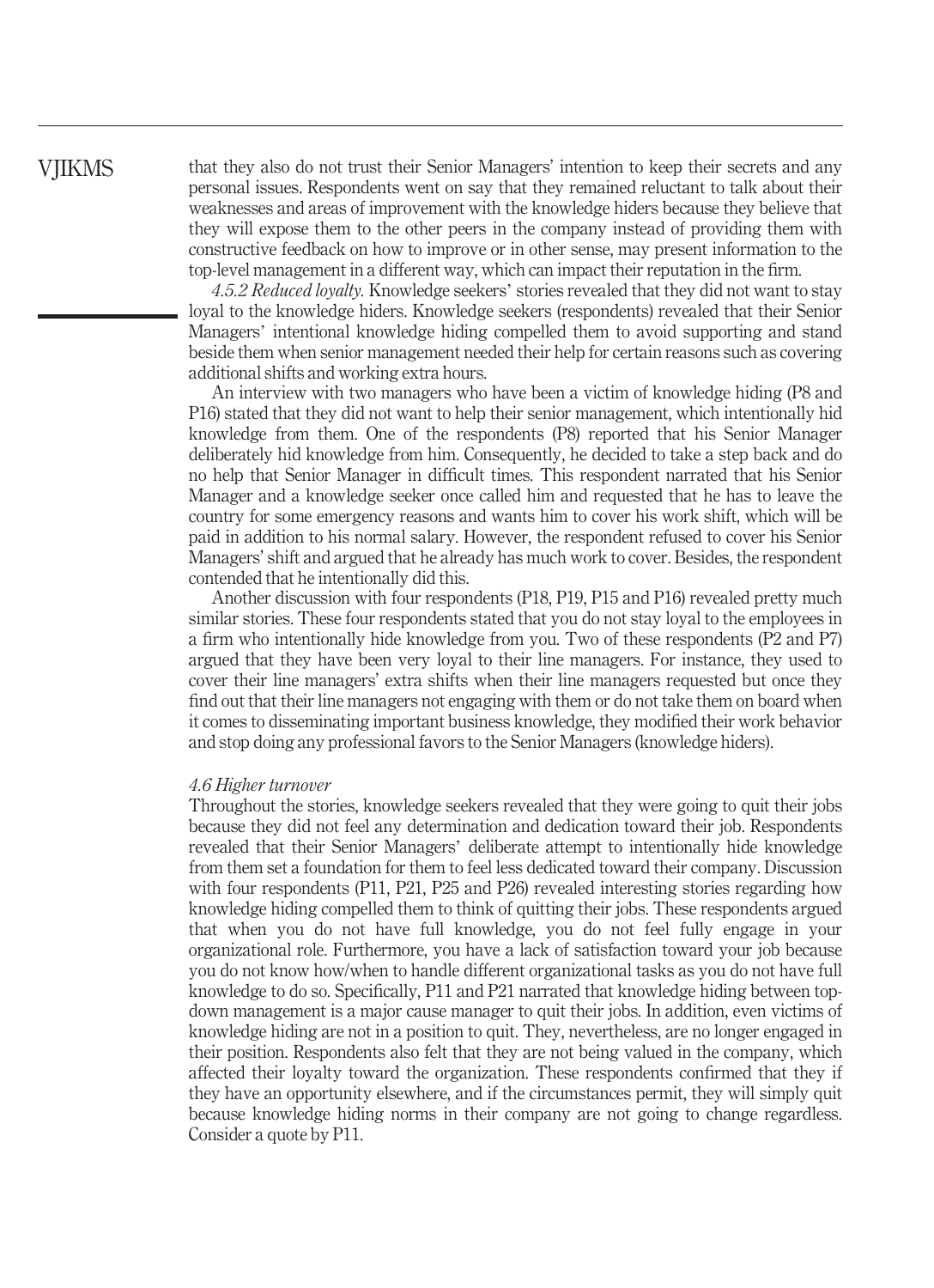that they also do not trust their Senior Managers' intention to keep their secrets and any personal issues. Respondents went on say that they remained reluctant to talk about their weaknesses and areas of improvement with the knowledge hiders because they believe that they will expose them to the other peers in the company instead of providing them with constructive feedback on how to improve or in other sense, may present information to the top-level management in a different way, which can impact their reputation in the firm.

*4.5.2 Reduced loyalty.* Knowledge seekers' stories revealed that they did not want to stay loyal to the knowledge hiders. Knowledge seekers (respondents) revealed that their Senior Managers' intentional knowledge hiding compelled them to avoid supporting and stand beside them when senior management needed their help for certain reasons such as covering additional shifts and working extra hours.

An interview with two managers who have been a victim of knowledge hiding (P8 and P16) stated that they did not want to help their senior management, which intentionally hid knowledge from them. One of the respondents (P8) reported that his Senior Manager deliberately hid knowledge from him. Consequently, he decided to take a step back and do no help that Senior Manager in difficult times. This respondent narrated that his Senior Manager and a knowledge seeker once called him and requested that he has to leave the country for some emergency reasons and wants him to cover his work shift, which will be paid in addition to his normal salary. However, the respondent refused to cover his Senior Managers' shift and argued that he already has much work to cover. Besides, the respondent contended that he intentionally did this.

Another discussion with four respondents (P18, P19, P15 and P16) revealed pretty much similar stories. These four respondents stated that you do not stay loyal to the employees in a firm who intentionally hide knowledge from you. Two of these respondents (P2 and P7) argued that they have been very loyal to their line managers. For instance, they used to cover their line managers' extra shifts when their line managers requested but once they find out that their line managers not engaging with them or do not take them on board when it comes to disseminating important business knowledge, they modified their work behavior and stop doing any professional favors to the Senior Managers (knowledge hiders).

### *4.6 Higher turnover*

Throughout the stories, knowledge seekers revealed that they were going to quit their jobs because they did not feel any determination and dedication toward their job. Respondents revealed that their Senior Managers' deliberate attempt to intentionally hide knowledge from them set a foundation for them to feel less dedicated toward their company. Discussion with four respondents (P11, P21, P25 and P26) revealed interesting stories regarding how knowledge hiding compelled them to think of quitting their jobs. These respondents argued that when you do not have full knowledge, you do not feel fully engage in your organizational role. Furthermore, you have a lack of satisfaction toward your job because you do not know how/when to handle different organizational tasks as you do not have full knowledge to do so. Specifically, P11 and P21 narrated that knowledge hiding between top-down management is a major cause manager to quit their jobs. In addition, even victims of knowledge hiding are not in a position to quit. They, nevertheless, are no longer engaged in their position. Respondents also felt that they are not being valued in the company, which affected their loyalty toward the organization. These respondents confirmed that they if they have an opportunity elsewhere, and if the circumstances permit, they will simply quit because knowledge hiding norms in their company are not going to change regardless. Consider a quote by P11.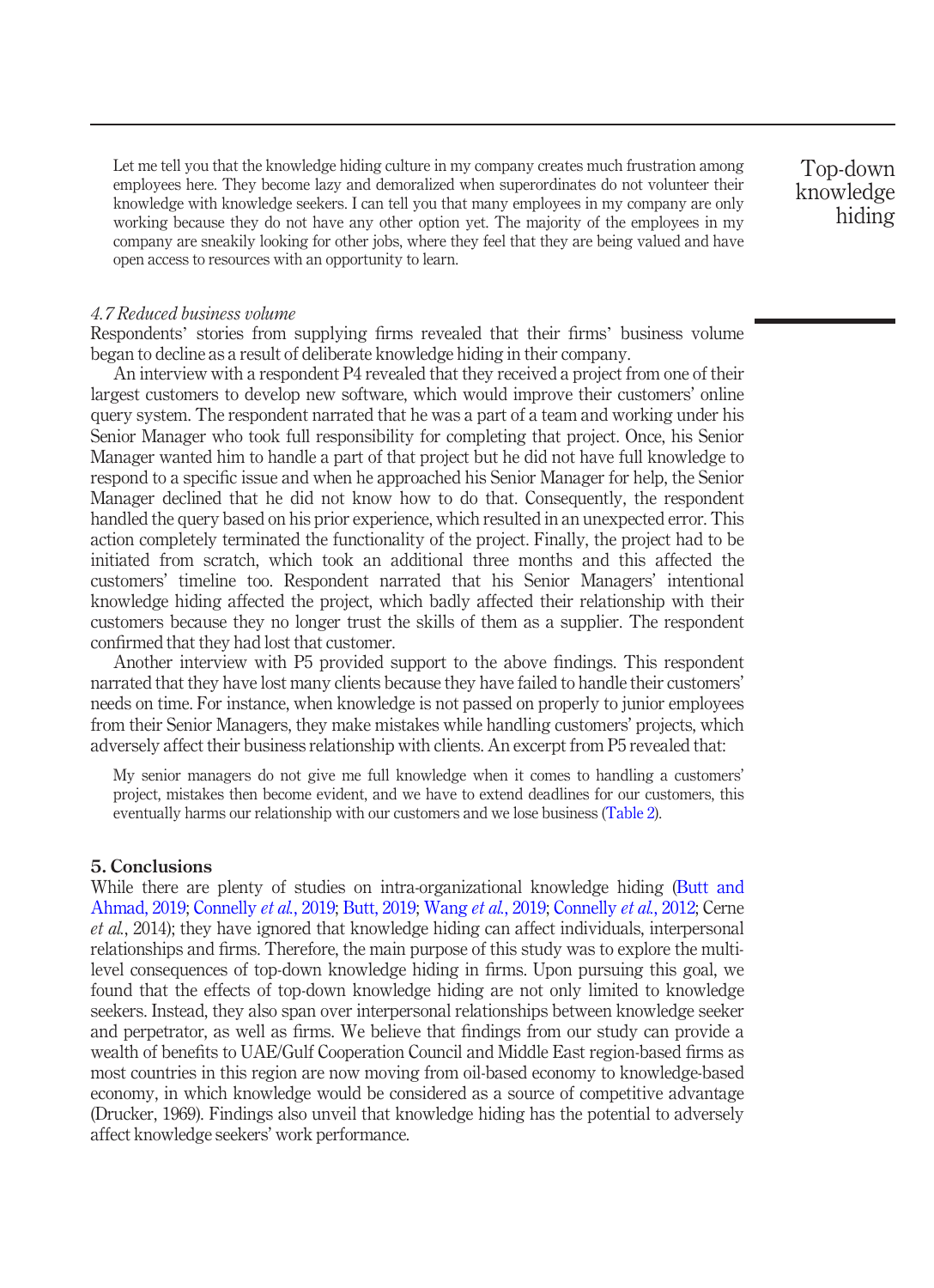> Let me tell you that the knowledge hiding culture in my company creates much frustration among employees here. They become lazy and demoralized when superordinates do not volunteer their knowledge with knowledge seekers. I can tell you that many employees in my company are only working because they do not have any other option yet. The majority of the employees in my company are sneakily looking for other jobs, where they feel that they are being valued and have open access to resources with an opportunity to learn.

### *4.7 Reduced business volume*

Respondents' stories from supplying firms revealed that their firms' business volume began to decline as a result of deliberate knowledge hiding in their company.

An interview with a respondent P4 revealed that they received a project from one of their largest customers to develop new software, which would improve their customers' online query system. The respondent narrated that he was a part of a team and working under his Senior Manager who took full responsibility for completing that project. Once, his Senior Manager wanted him to handle a part of that project but he did not have full knowledge to respond to a specific issue and when he approached his Senior Manager for help, the Senior Manager declined that he did not know how to do that. Consequently, the respondent handled the query based on his prior experience, which resulted in an unexpected error. This action completely terminated the functionality of the project. Finally, the project had to be initiated from scratch, which took an additional three months and this affected the customers' timeline too. Respondent narrated that his Senior Managers' intentional knowledge hiding affected the project, which badly affected their relationship with their customers because they no longer trust the skills of them as a supplier. The respondent confirmed that they had lost that customer.

Another interview with P5 provided support to the above findings. This respondent narrated that they have lost many clients because they have failed to handle their customers' needs on time. For instance, when knowledge is not passed on properly to junior employees from their Senior Managers, they make mistakes while handling customers' projects, which adversely affect their business relationship with clients. An excerpt from P5 revealed that:

> My senior managers do not give me full knowledge when it comes to handling a customers' project, mistakes then become evident, and we have to extend deadlines for our customers, this eventually harms our relationship with our customers and we lose business (Table 2).

## 5. Conclusions

While there are plenty of studies on intra-organizational knowledge hiding (Butt and Ahmad, 2019; Connelly *et al.*, 2019; Butt, 2019; Wang *et al.*, 2019; Connelly *et al.*, 2012; Cerne *et al.*, 2014); they have ignored that knowledge hiding can affect individuals, interpersonal relationships and firms. Therefore, the main purpose of this study was to explore the multi-level consequences of top-down knowledge hiding in firms. Upon pursuing this goal, we found that the effects of top-down knowledge hiding are not only limited to knowledge seekers. Instead, they also span over interpersonal relationships between knowledge seeker and perpetrator, as well as firms. We believe that findings from our study can provide a wealth of benefits to UAE/Gulf Cooperation Council and Middle East region-based firms as most countries in this region are now moving from oil-based economy to knowledge-based economy, in which knowledge would be considered as a source of competitive advantage (Drucker, 1969). Findings also unveil that knowledge hiding has the potential to adversely affect knowledge seekers' work performance.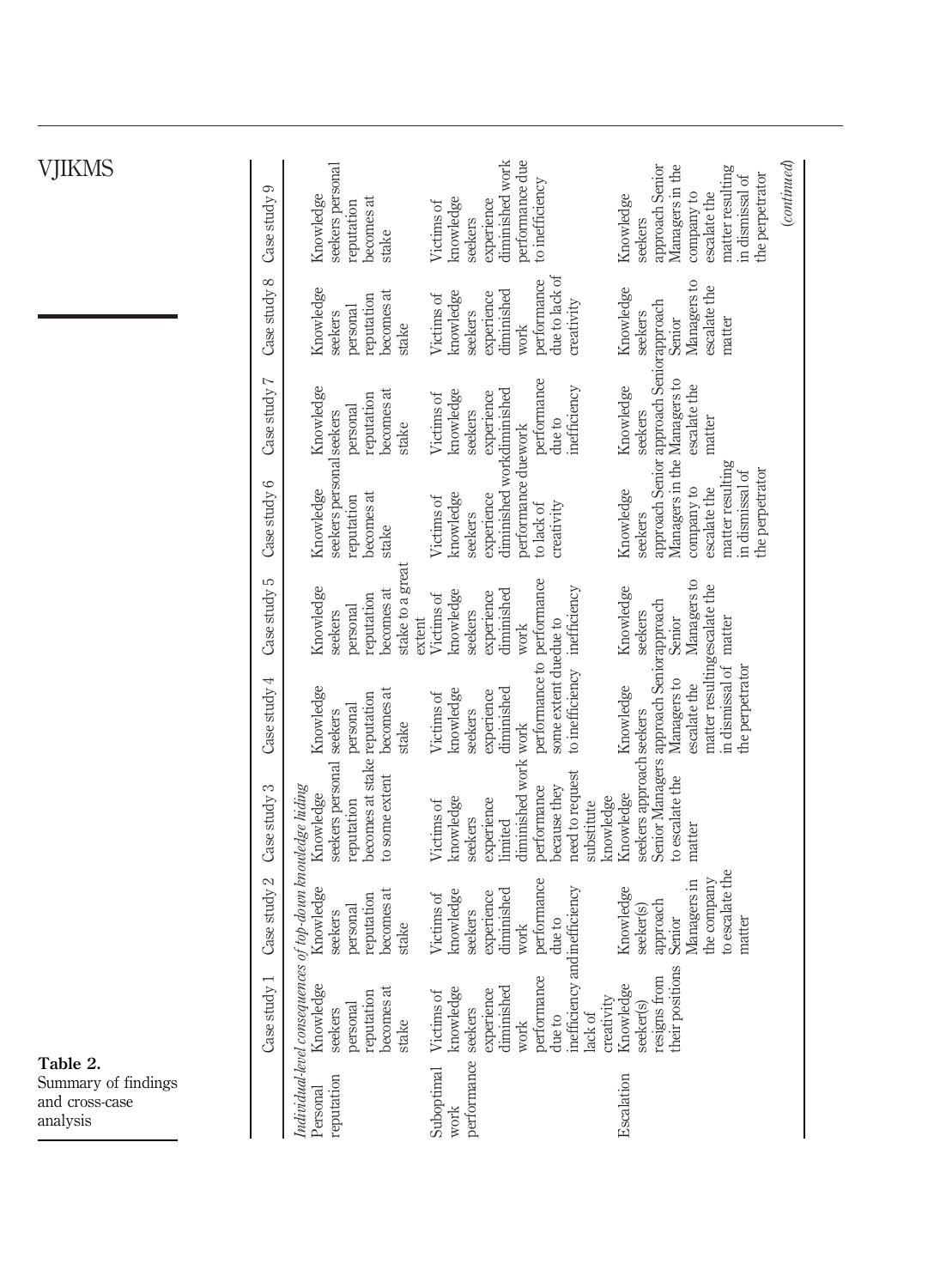**Table 2.** Summary of findings and cross-case analysis

| | Case study 1 | Case study 2 | Case study 3 | Case study 4 | Case study 5 | Case study 6 | Case study 7 | Case study 8 | Case study 9 |
|---|---|---|---|---|---|---|---|---|---|
| *Individual-level consequences of top-down knowledge hiding* | | | | | | | | | |
| Personal reputation | Knowledge seekers personal reputation becomes at stake | Knowledge seekers personal reputation becomes at stake | Knowledge seekers personal reputation becomes at stake to some extent | Knowledge seekers personal reputation becomes at stake | Knowledge seekers personal reputation becomes at stake to a great extent | Knowledge seekers personal reputation becomes at stake | Knowledge seekers personal reputation becomes at stake | Knowledge seekers personal reputation becomes at stake | Knowledge seekers personal reputation becomes at stake |
| Suboptimal work performance | Victims of knowledge seekers experience diminished work performance due to inefficiency and lack of creativity | Victims of knowledge seekers experience diminished work performance due to inefficiency | Victims of knowledge seekers experience limited diminished work performance because they need to request substitute knowledge | Victims of knowledge seekers experience diminished work performance to some extent due to inefficiency | Victims of knowledge seekers experience diminished work performance due to inefficiency | Victims of knowledge seekers experience diminished work performance due to lack of creativity | Victims of knowledge seekers experience diminished work performance due to inefficiency | Victims of knowledge seekers experience diminished work performance due to lack of creativity | Victims of knowledge seekers experience diminished work performance due to inefficiency |
| Escalation | Knowledge seeker(s) resigns from their positions | Knowledge seeker(s) approach Senior Managers in the company to escalate the matter | Knowledge seekers approach Senior Managers to escalate the matter | Knowledge seekers approach Senior Managers to escalate the matter resulting in dismissal of the perpetrator | Knowledge seekers approach Senior Managers to escalate the matter | Knowledge seekers approach Senior Managers in the company to escalate the matter resulting in dismissal of the perpetrator | Knowledge seekers approach Senior Managers to escalate the matter | Knowledge seekers approach Senior Managers to escalate the matter | Knowledge seekers approach Senior Managers in the company to escalate the matter resulting in dismissal of the perpetrator |

(*continued*)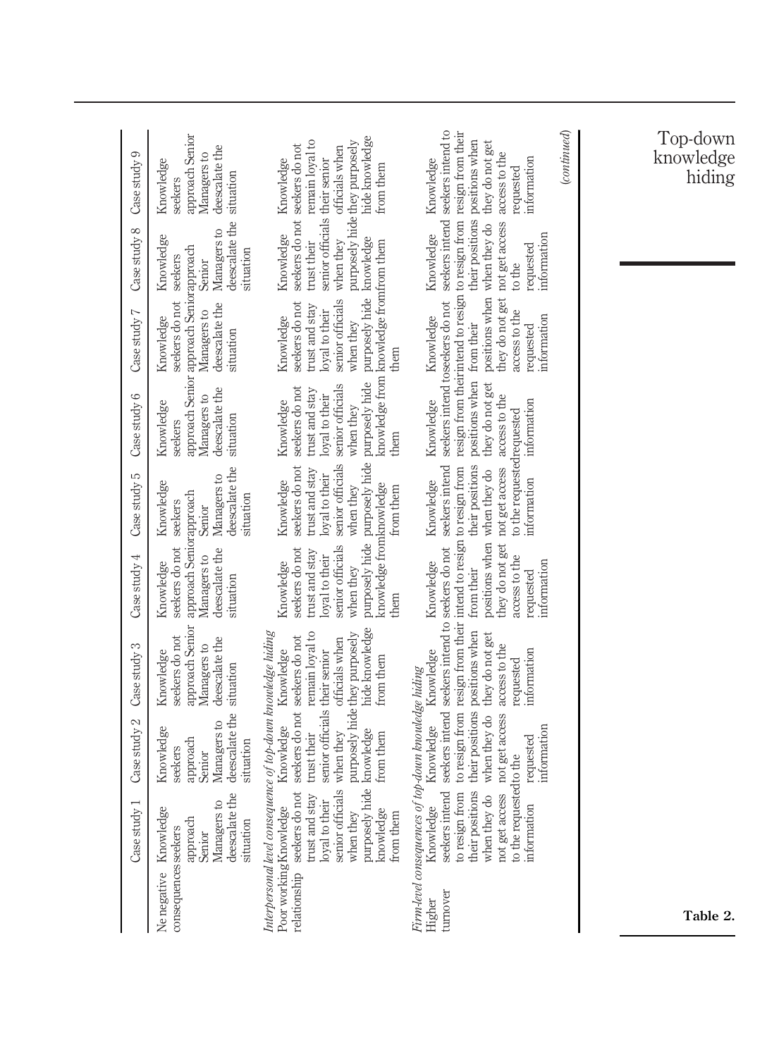**Table 2.** (continued)

| | Case study 1 | Case study 2 | Case study 3 | Case study 4 | Case study 5 | Case study 6 | Case study 7 | Case study 8 | Case study 9 |
|---|---|---|---|---|---|---|---|---|---|
| Ne negative consequences | Knowledge seekers approach Senior Managers to deescalate the situation | Knowledge seekers approach Senior Managers to deescalate the situation | Knowledge seekers do not approach Senior Managers to deescalate the situation | Knowledge seekers do not approach Senior Managers to deescalate the situation | Knowledge seekers approach Senior Managers to deescalate the situation | Knowledge seekers approach Senior Managers to deescalate the situation | Knowledge seekers do not approach Senior Managers to deescalate the situation | Knowledge seekers approach Senior Managers to deescalate the situation | Knowledge seekers approach Senior Managers to deescalate the situation |
| *Interpersonal level consequence of top-down knowledge hiding* | | | | | | | | | |
| Poor working relationship | Knowledge seekers do not trust and stay loyal to their senior officials when they purposely hide knowledge from them | Knowledge seekers do not trust their senior officials when they purposely hide knowledge from them | Knowledge seekers do not remain loyal to their senior officials when they purposely hide knowledge from them | Knowledge seekers do not trust and stay loyal to their senior officials when they purposely hide knowledge from them | Knowledge seekers do not trust and stay loyal to their senior officials when they purposely hide knowledge from them | Knowledge seekers do not trust and stay loyal to their senior officials when they purposely hide knowledge from them | Knowledge seekers do not trust and stay loyal to their senior officials when they purposely hide knowledge from them | Knowledge seekers do not trust their senior officials when they purposely hide knowledge from them | Knowledge seekers do not remain loyal to their senior officials when they purposely hide knowledge from them |
| *Firm-level consequences of top-down knowledge hiding* | | | | | | | | | |
| Higher turnover | Knowledge seekers intend to resign from their positions when they do not get access to the requested information | Knowledge seekers intend to resign from their positions when they do not get access to the requested information | Knowledge seekers intend to resign from their positions when they do not get access to the requested information | Knowledge seekers do not intend to resign from their positions when they do not get access to the requested information | Knowledge seekers intend to resign from their positions when they do not get access to the requested information | Knowledge seekers intend to resign from their positions when they do not get access to the requested information | Knowledge seekers do not intend to resign from their positions when they do not get access to the requested information | Knowledge seekers intend to resign from their positions when they do not get access to the requested information | Knowledge seekers intend to resign from their positions when they do not get access to the requested information |

(*continued*)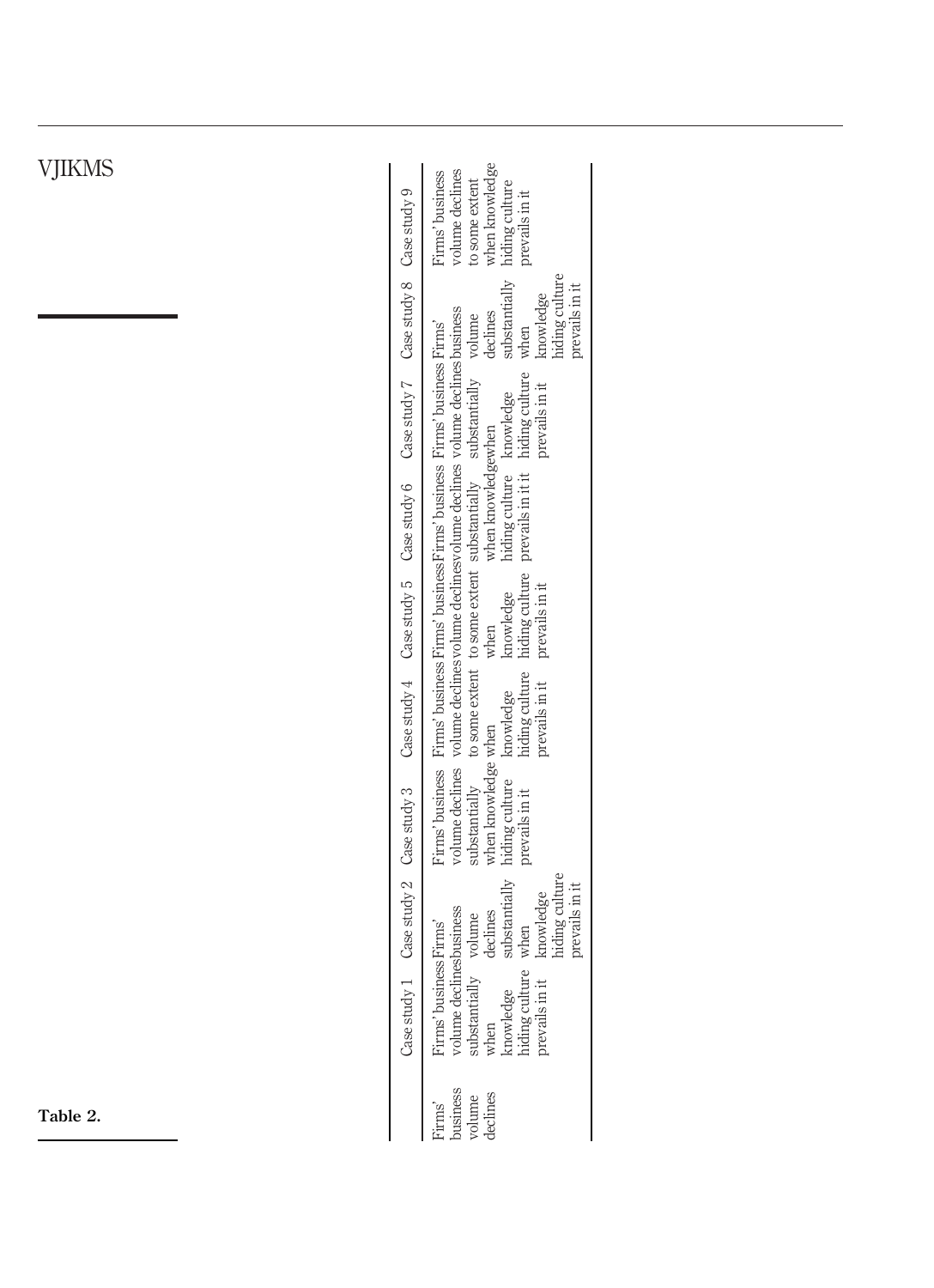**Table 2.**

| | Case study 1 | Case study 2 | Case study 3 | Case study 4 | Case study 5 | Case study 6 | Case study 7 | Case study 8 | Case study 9 |
|---|---|---|---|---|---|---|---|---|---|
| Firms' business volume declines | Firms' business volume declines substantially when knowledge hiding culture prevails in it | Firms' business volume declines substantially when knowledge hiding culture prevails in it | Firms' business volume declines substantially when knowledge hiding culture prevails in it | Firms' business volume declines to some extent when knowledge hiding culture prevails in it | Firms' business volume declines to some extent when knowledge hiding culture prevails in it | Firms' business volume declines substantially when knowledgewhen hiding culture prevails in it it | Firms' business volume declines substantially knowledge hiding culture prevails in it | Firms' business volume declines substantially when knowledge hiding culture prevails in it | Firms' business volume declines to some extent when knowledge hiding culture prevails in it |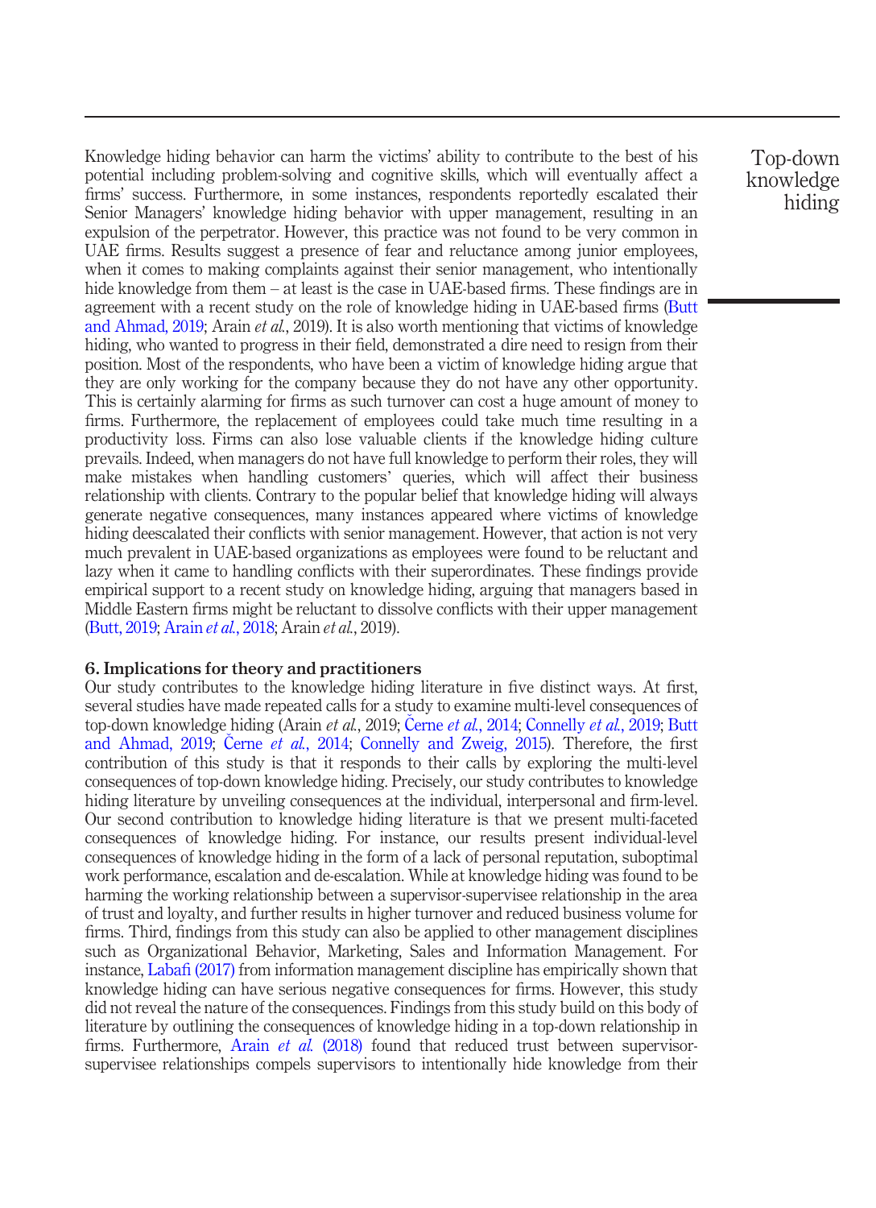Knowledge hiding behavior can harm the victims' ability to contribute to the best of his potential including problem-solving and cognitive skills, which will eventually affect a firms' success. Furthermore, in some instances, respondents reportedly escalated their Senior Managers' knowledge hiding behavior with upper management, resulting in an expulsion of the perpetrator. However, this practice was not found to be very common in UAE firms. Results suggest a presence of fear and reluctance among junior employees, when it comes to making complaints against their senior management, who intentionally hide knowledge from them – at least is the case in UAE-based firms. These findings are in agreement with a recent study on the role of knowledge hiding in UAE-based firms (Butt and Ahmad, 2019; Arain *et al.*, 2019). It is also worth mentioning that victims of knowledge hiding, who wanted to progress in their field, demonstrated a dire need to resign from their position. Most of the respondents, who have been a victim of knowledge hiding argue that they are only working for the company because they do not have any other opportunity. This is certainly alarming for firms as such turnover can cost a huge amount of money to firms. Furthermore, the replacement of employees could take much time resulting in a productivity loss. Firms can also lose valuable clients if the knowledge hiding culture prevails. Indeed, when managers do not have full knowledge to perform their roles, they will make mistakes when handling customers' queries, which will affect their business relationship with clients. Contrary to the popular belief that knowledge hiding will always generate negative consequences, many instances appeared where victims of knowledge hiding deescalated their conflicts with senior management. However, that action is not very much prevalent in UAE-based organizations as employees were found to be reluctant and lazy when it came to handling conflicts with their superordinates. These findings provide empirical support to a recent study on knowledge hiding, arguing that managers based in Middle Eastern firms might be reluctant to dissolve conflicts with their upper management (Butt, 2019; Arain *et al.*, 2018; Arain *et al.*, 2019).

## 6. Implications for theory and practitioners

Our study contributes to the knowledge hiding literature in five distinct ways. At first, several studies have made repeated calls for a study to examine multi-level consequences of top-down knowledge hiding (Arain *et al.*, 2019; Černe *et al.*, 2014; Connelly *et al.*, 2019; Butt and Ahmad, 2019; Černe *et al.*, 2014; Connelly and Zweig, 2015). Therefore, the first contribution of this study is that it responds to their calls by exploring the multi-level consequences of top-down knowledge hiding. Precisely, our study contributes to knowledge hiding literature by unveiling consequences at the individual, interpersonal and firm-level. Our second contribution to knowledge hiding literature is that we present multi-faceted consequences of knowledge hiding. For instance, our results present individual-level consequences of knowledge hiding in the form of a lack of personal reputation, suboptimal work performance, escalation and de-escalation. While at knowledge hiding was found to be harming the working relationship between a supervisor-supervisee relationship in the area of trust and loyalty, and further results in higher turnover and reduced business volume for firms. Third, findings from this study can also be applied to other management disciplines such as Organizational Behavior, Marketing, Sales and Information Management. For instance, Labafi (2017) from information management discipline has empirically shown that knowledge hiding can have serious negative consequences for firms. However, this study did not reveal the nature of the consequences. Findings from this study build on this body of literature by outlining the consequences of knowledge hiding in a top-down relationship in firms. Furthermore, Arain *et al.* (2018) found that reduced trust between supervisor-supervisee relationships compels supervisors to intentionally hide knowledge from their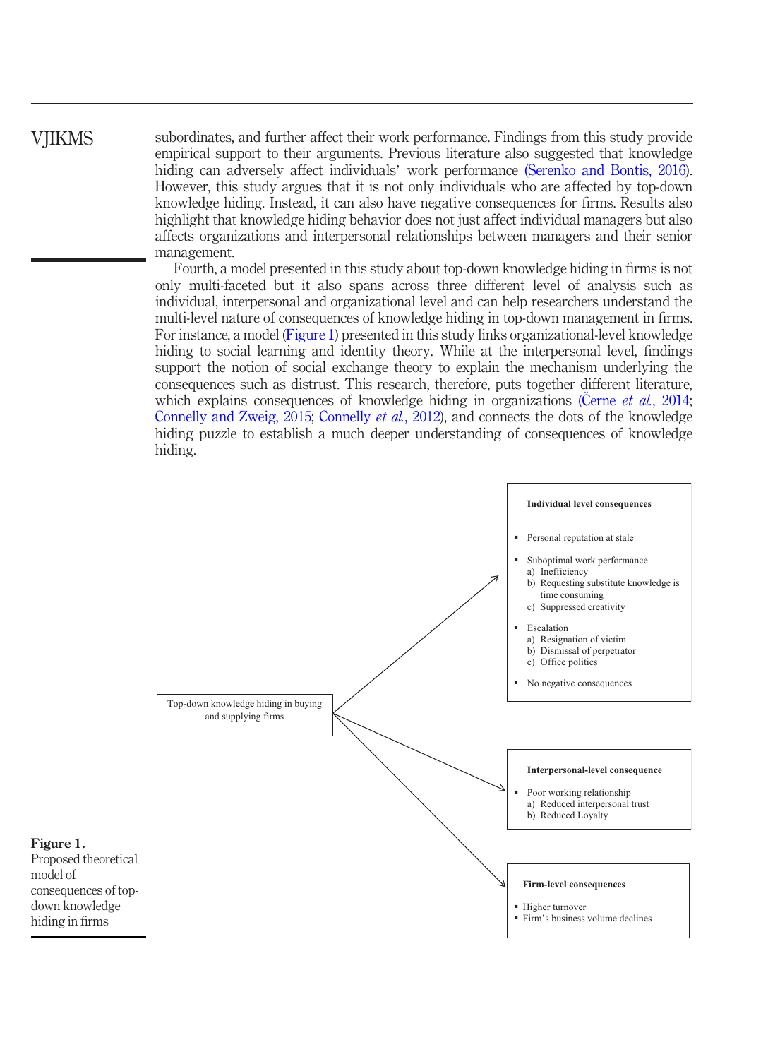subordinates, and further affect their work performance. Findings from this study provide empirical support to their arguments. Previous literature also suggested that knowledge hiding can adversely affect individuals' work performance (Serenko and Bontis, 2016). However, this study argues that it is not only individuals who are affected by top-down knowledge hiding. Instead, it can also have negative consequences for firms. Results also highlight that knowledge hiding behavior does not just affect individual managers but also affects organizations and interpersonal relationships between managers and their senior management.

Fourth, a model presented in this study about top-down knowledge hiding in firms is not only multi-faceted but it also spans across three different level of analysis such as individual, interpersonal and organizational level and can help researchers understand the multi-level nature of consequences of knowledge hiding in top-down management in firms. For instance, a model (Figure 1) presented in this study links organizational-level knowledge hiding to social learning and identity theory. While at the interpersonal level, findings support the notion of social exchange theory to explain the mechanism underlying the consequences such as distrust. This research, therefore, puts together different literature, which explains consequences of knowledge hiding in organizations (Černe *et al.*, 2014; Connelly and Zweig, 2015; Connelly *et al.*, 2012), and connects the dots of the knowledge hiding puzzle to establish a much deeper understanding of consequences of knowledge hiding.

Top-down knowledge hiding in buying and supplying firms

**Individual level consequences**

- Personal reputation at stale
- Suboptimal work performance
  a) Inefficiency
  b) Requesting substitute knowledge is time consuming
  c) Suppressed creativity
- Escalation
  a) Resignation of victim
  b) Dismissal of perpetrator
  c) Office politics
- No negative consequences

**Interpersonal-level consequence**

- Poor working relationship
  a) Reduced interpersonal trust
  b) Reduced Loyalty

**Firm-level consequences**

- Higher turnover
- Firm's business volume declines

**Figure 1.** Proposed theoretical model of consequences of top-down knowledge hiding in firms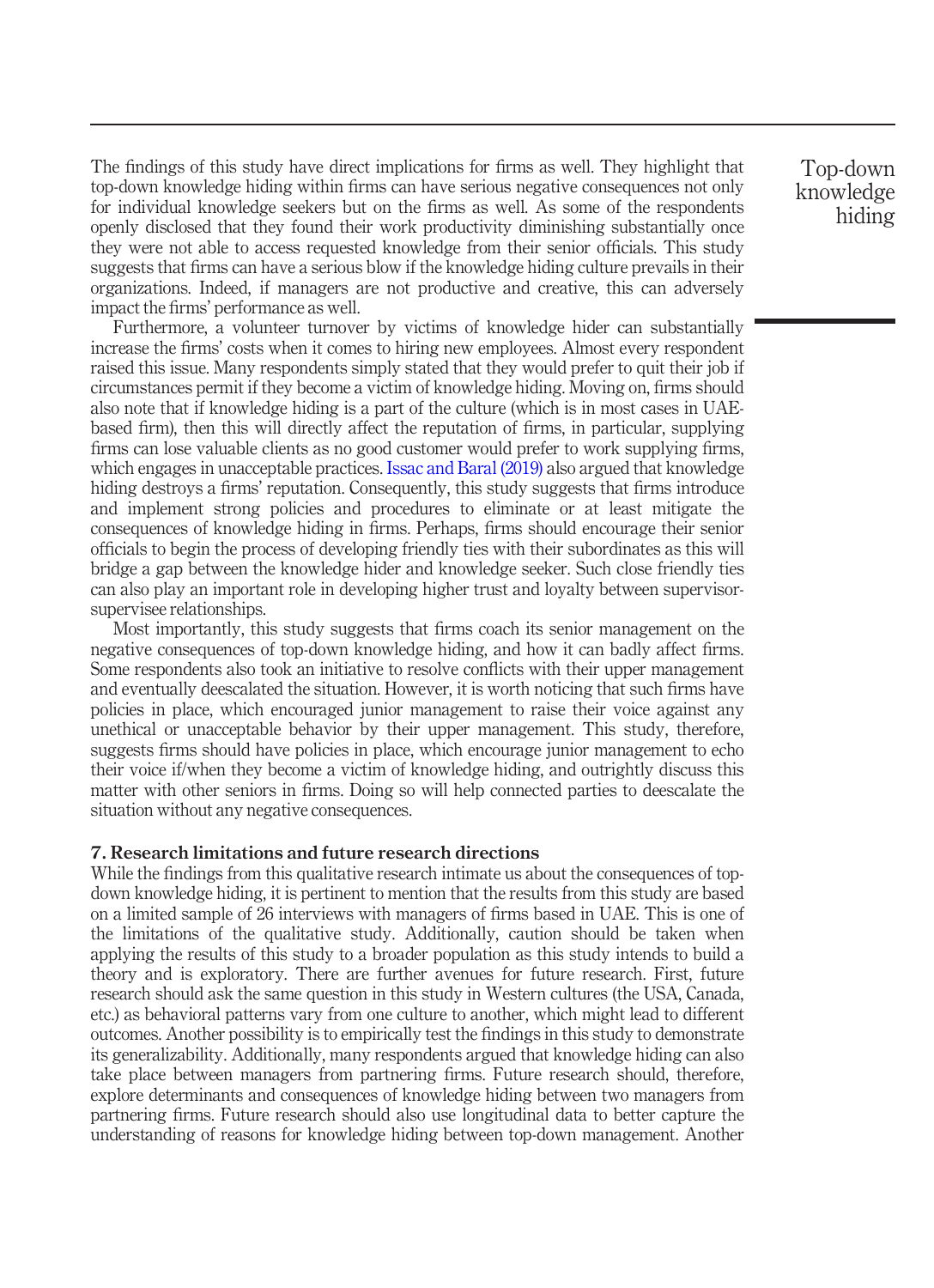The findings of this study have direct implications for firms as well. They highlight that top-down knowledge hiding within firms can have serious negative consequences not only for individual knowledge seekers but on the firms as well. As some of the respondents openly disclosed that they found their work productivity diminishing substantially once they were not able to access requested knowledge from their senior officials. This study suggests that firms can have a serious blow if the knowledge hiding culture prevails in their organizations. Indeed, if managers are not productive and creative, this can adversely impact the firms' performance as well.

Furthermore, a volunteer turnover by victims of knowledge hider can substantially increase the firms' costs when it comes to hiring new employees. Almost every respondent raised this issue. Many respondents simply stated that they would prefer to quit their job if circumstances permit if they become a victim of knowledge hiding. Moving on, firms should also note that if knowledge hiding is a part of the culture (which is in most cases in UAE-based firm), then this will directly affect the reputation of firms, in particular, supplying firms can lose valuable clients as no good customer would prefer to work supplying firms, which engages in unacceptable practices. Issac and Baral (2019) also argued that knowledge hiding destroys a firms' reputation. Consequently, this study suggests that firms introduce and implement strong policies and procedures to eliminate or at least mitigate the consequences of knowledge hiding in firms. Perhaps, firms should encourage their senior officials to begin the process of developing friendly ties with their subordinates as this will bridge a gap between the knowledge hider and knowledge seeker. Such close friendly ties can also play an important role in developing higher trust and loyalty between supervisor-supervisee relationships.

Most importantly, this study suggests that firms coach its senior management on the negative consequences of top-down knowledge hiding, and how it can badly affect firms. Some respondents also took an initiative to resolve conflicts with their upper management and eventually deescalated the situation. However, it is worth noticing that such firms have policies in place, which encouraged junior management to raise their voice against any unethical or unacceptable behavior by their upper management. This study, therefore, suggests firms should have policies in place, which encourage junior management to echo their voice if/when they become a victim of knowledge hiding, and outrightly discuss this matter with other seniors in firms. Doing so will help connected parties to deescalate the situation without any negative consequences.

## 7. Research limitations and future research directions

While the findings from this qualitative research intimate us about the consequences of top-down knowledge hiding, it is pertinent to mention that the results from this study are based on a limited sample of 26 interviews with managers of firms based in UAE. This is one of the limitations of the qualitative study. Additionally, caution should be taken when applying the results of this study to a broader population as this study intends to build a theory and is exploratory. There are further avenues for future research. First, future research should ask the same question in this study in Western cultures (the USA, Canada, etc.) as behavioral patterns vary from one culture to another, which might lead to different outcomes. Another possibility is to empirically test the findings in this study to demonstrate its generalizability. Additionally, many respondents argued that knowledge hiding can also take place between managers from partnering firms. Future research should, therefore, explore determinants and consequences of knowledge hiding between two managers from partnering firms. Future research should also use longitudinal data to better capture the understanding of reasons for knowledge hiding between top-down management. Another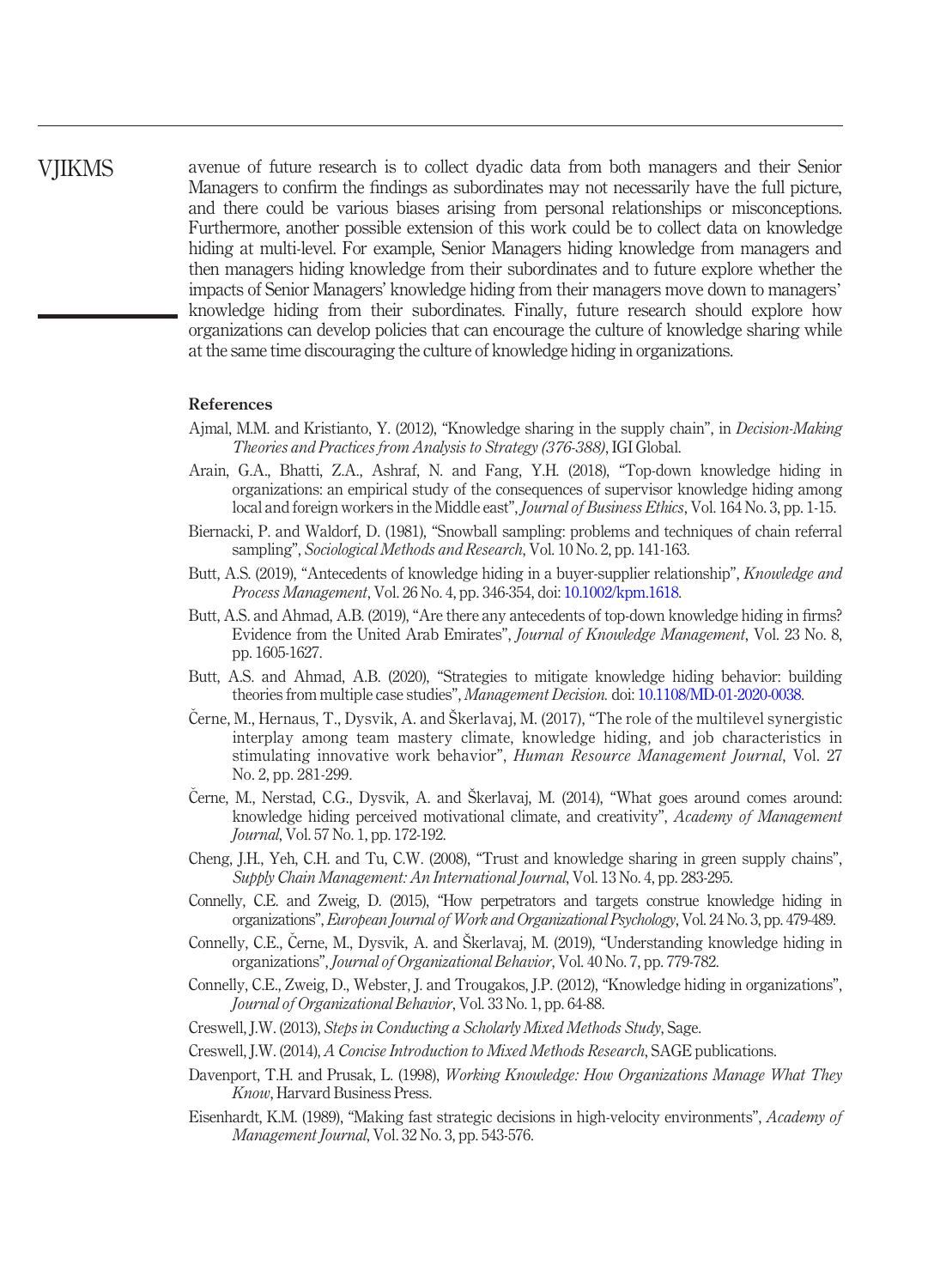avenue of future research is to collect dyadic data from both managers and their Senior Managers to confirm the findings as subordinates may not necessarily have the full picture, and there could be various biases arising from personal relationships or misconceptions. Furthermore, another possible extension of this work could be to collect data on knowledge hiding at multi-level. For example, Senior Managers hiding knowledge from managers and then managers hiding knowledge from their subordinates and to future explore whether the impacts of Senior Managers' knowledge hiding from their managers move down to managers' knowledge hiding from their subordinates. Finally, future research should explore how organizations can develop policies that can encourage the culture of knowledge sharing while at the same time discouraging the culture of knowledge hiding in organizations.

## References

Ajmal, M.M. and Kristianto, Y. (2012), "Knowledge sharing in the supply chain", in *Decision-Making Theories and Practices from Analysis to Strategy (376-388)*, IGI Global.

Arain, G.A., Bhatti, Z.A., Ashraf, N. and Fang, Y.H. (2018), "Top-down knowledge hiding in organizations: an empirical study of the consequences of supervisor knowledge hiding among local and foreign workers in the Middle east", *Journal of Business Ethics*, Vol. 164 No. 3, pp. 1-15.

Biernacki, P. and Waldorf, D. (1981), "Snowball sampling: problems and techniques of chain referral sampling", *Sociological Methods and Research*, Vol. 10 No. 2, pp. 141-163.

Butt, A.S. (2019), "Antecedents of knowledge hiding in a buyer-supplier relationship", *Knowledge and Process Management*, Vol. 26 No. 4, pp. 346-354, doi: 10.1002/kpm.1618.

Butt, A.S. and Ahmad, A.B. (2019), "Are there any antecedents of top-down knowledge hiding in firms? Evidence from the United Arab Emirates", *Journal of Knowledge Management*, Vol. 23 No. 8, pp. 1605-1627.

Butt, A.S. and Ahmad, A.B. (2020), "Strategies to mitigate knowledge hiding behavior: building theories from multiple case studies", *Management Decision.* doi: 10.1108/MD-01-2020-0038.

Černe, M., Hernaus, T., Dysvik, A. and Škerlavaj, M. (2017), "The role of the multilevel synergistic interplay among team mastery climate, knowledge hiding, and job characteristics in stimulating innovative work behavior", *Human Resource Management Journal*, Vol. 27 No. 2, pp. 281-299.

Černe, M., Nerstad, C.G., Dysvik, A. and Škerlavaj, M. (2014), "What goes around comes around: knowledge hiding perceived motivational climate, and creativity", *Academy of Management Journal*, Vol. 57 No. 1, pp. 172-192.

Cheng, J.H., Yeh, C.H. and Tu, C.W. (2008), "Trust and knowledge sharing in green supply chains", *Supply Chain Management: An International Journal*, Vol. 13 No. 4, pp. 283-295.

Connelly, C.E. and Zweig, D. (2015), "How perpetrators and targets construe knowledge hiding in organizations", *European Journal of Work and Organizational Psychology*, Vol. 24 No. 3, pp. 479-489.

Connelly, C.E., Černe, M., Dysvik, A. and Škerlavaj, M. (2019), "Understanding knowledge hiding in organizations", *Journal of Organizational Behavior*, Vol. 40 No. 7, pp. 779-782.

Connelly, C.E., Zweig, D., Webster, J. and Trougakos, J.P. (2012), "Knowledge hiding in organizations", *Journal of Organizational Behavior*, Vol. 33 No. 1, pp. 64-88.

Creswell, J.W. (2013), *Steps in Conducting a Scholarly Mixed Methods Study*, Sage.

Creswell, J.W. (2014), *A Concise Introduction to Mixed Methods Research*, SAGE publications.

Davenport, T.H. and Prusak, L. (1998), *Working Knowledge: How Organizations Manage What They Know*, Harvard Business Press.

Eisenhardt, K.M. (1989), "Making fast strategic decisions in high-velocity environments", *Academy of Management Journal*, Vol. 32 No. 3, pp. 543-576.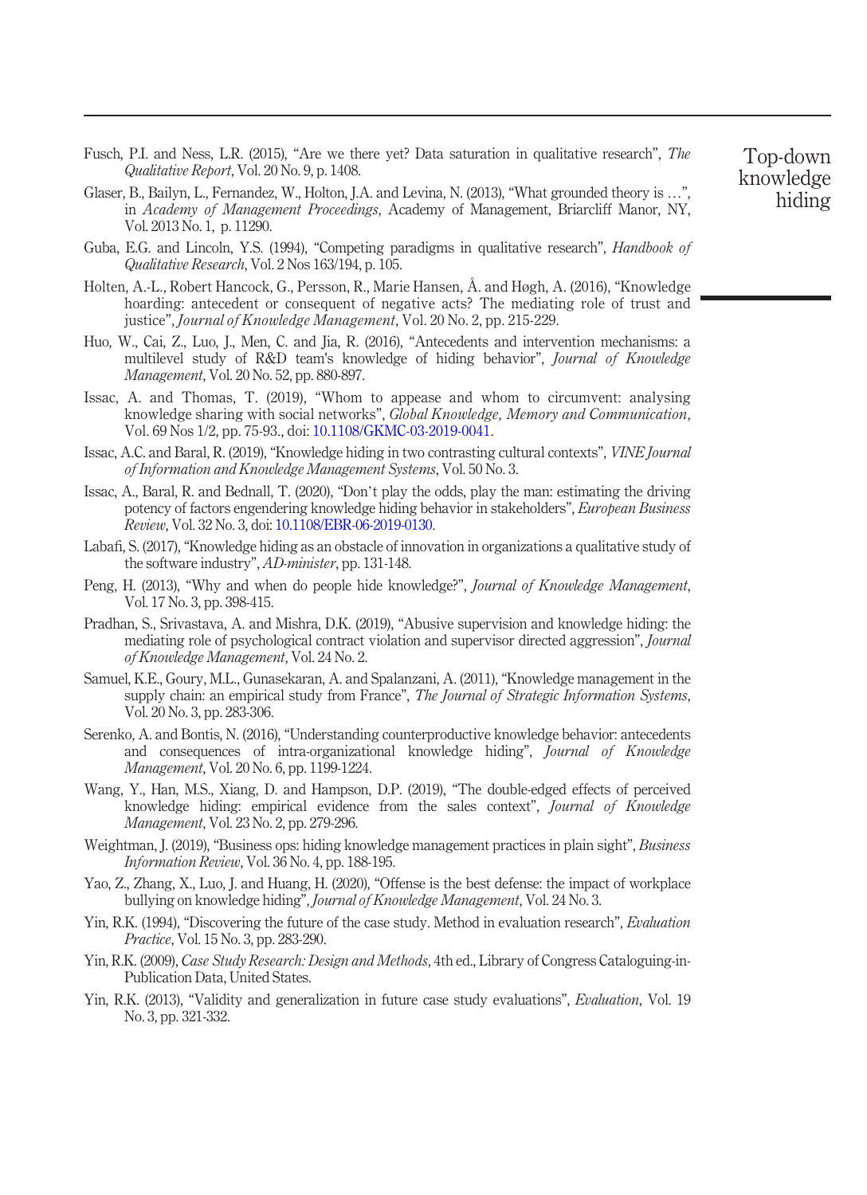Fusch, P.I. and Ness, L.R. (2015), "Are we there yet? Data saturation in qualitative research", *The Qualitative Report*, Vol. 20 No. 9, p. 1408.

Glaser, B., Bailyn, L., Fernandez, W., Holton, J.A. and Levina, N. (2013), "What grounded theory is …", in *Academy of Management Proceedings*, Academy of Management, Briarcliff Manor, NY, Vol. 2013 No. 1, p. 11290.

Guba, E.G. and Lincoln, Y.S. (1994), "Competing paradigms in qualitative research", *Handbook of Qualitative Research*, Vol. 2 Nos 163/194, p. 105.

Holten, A.-L., Robert Hancock, G., Persson, R., Marie Hansen, Å. and Høgh, A. (2016), "Knowledge hoarding: antecedent or consequent of negative acts? The mediating role of trust and justice", *Journal of Knowledge Management*, Vol. 20 No. 2, pp. 215-229.

Huo, W., Cai, Z., Luo, J., Men, C. and Jia, R. (2016), "Antecedents and intervention mechanisms: a multilevel study of R&D team's knowledge of hiding behavior", *Journal of Knowledge Management*, Vol. 20 No. 52, pp. 880-897.

Issac, A. and Thomas, T. (2019), "Whom to appease and whom to circumvent: analysing knowledge sharing with social networks", *Global Knowledge, Memory and Communication*, Vol. 69 Nos 1/2, pp. 75-93., doi: 10.1108/GKMC-03-2019-0041.

Issac, A.C. and Baral, R. (2019), "Knowledge hiding in two contrasting cultural contexts", *VINE Journal of Information and Knowledge Management Systems*, Vol. 50 No. 3.

Issac, A., Baral, R. and Bednall, T. (2020), "Don't play the odds, play the man: estimating the driving potency of factors engendering knowledge hiding behavior in stakeholders", *European Business Review*, Vol. 32 No. 3, doi: 10.1108/EBR-06-2019-0130.

Labafi, S. (2017), "Knowledge hiding as an obstacle of innovation in organizations a qualitative study of the software industry", *AD-minister*, pp. 131-148.

Peng, H. (2013), "Why and when do people hide knowledge?", *Journal of Knowledge Management*, Vol. 17 No. 3, pp. 398-415.

Pradhan, S., Srivastava, A. and Mishra, D.K. (2019), "Abusive supervision and knowledge hiding: the mediating role of psychological contract violation and supervisor directed aggression", *Journal of Knowledge Management*, Vol. 24 No. 2.

Samuel, K.E., Goury, M.L., Gunasekaran, A. and Spalanzani, A. (2011), "Knowledge management in the supply chain: an empirical study from France", *The Journal of Strategic Information Systems*, Vol. 20 No. 3, pp. 283-306.

Serenko, A. and Bontis, N. (2016), "Understanding counterproductive knowledge behavior: antecedents and consequences of intra-organizational knowledge hiding", *Journal of Knowledge Management*, Vol. 20 No. 6, pp. 1199-1224.

Wang, Y., Han, M.S., Xiang, D. and Hampson, D.P. (2019), "The double-edged effects of perceived knowledge hiding: empirical evidence from the sales context", *Journal of Knowledge Management*, Vol. 23 No. 2, pp. 279-296.

Weightman, J. (2019), "Business ops: hiding knowledge management practices in plain sight", *Business Information Review*, Vol. 36 No. 4, pp. 188-195.

Yao, Z., Zhang, X., Luo, J. and Huang, H. (2020), "Offense is the best defense: the impact of workplace bullying on knowledge hiding", *Journal of Knowledge Management*, Vol. 24 No. 3.

Yin, R.K. (1994), "Discovering the future of the case study. Method in evaluation research", *Evaluation Practice*, Vol. 15 No. 3, pp. 283-290.

Yin, R.K. (2009), *Case Study Research: Design and Methods*, 4th ed., Library of Congress Cataloguing-in-Publication Data, United States.

Yin, R.K. (2013), "Validity and generalization in future case study evaluations", *Evaluation*, Vol. 19 No. 3, pp. 321-332.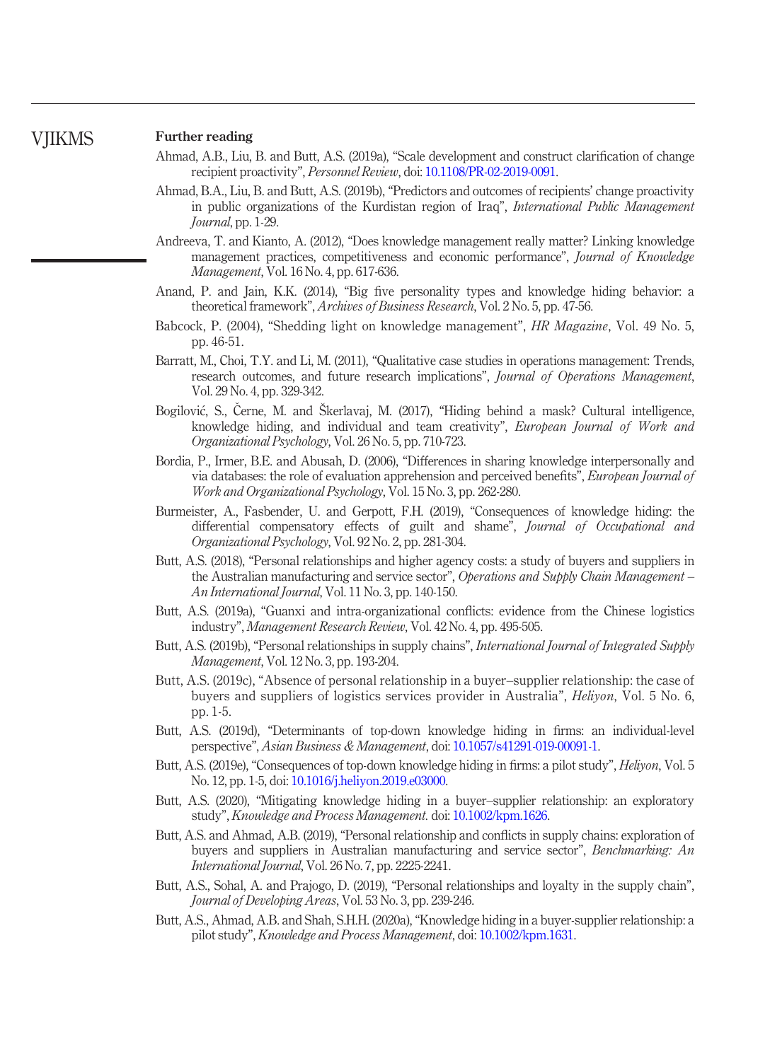## Further reading

Ahmad, A.B., Liu, B. and Butt, A.S. (2019a), "Scale development and construct clarification of change recipient proactivity", *Personnel Review*, doi: 10.1108/PR-02-2019-0091.

Ahmad, B.A., Liu, B. and Butt, A.S. (2019b), "Predictors and outcomes of recipients' change proactivity in public organizations of the Kurdistan region of Iraq", *International Public Management Journal*, pp. 1-29.

Andreeva, T. and Kianto, A. (2012), "Does knowledge management really matter? Linking knowledge management practices, competitiveness and economic performance", *Journal of Knowledge Management*, Vol. 16 No. 4, pp. 617-636.

Anand, P. and Jain, K.K. (2014), "Big five personality types and knowledge hiding behavior: a theoretical framework", *Archives of Business Research*, Vol. 2 No. 5, pp. 47-56.

Babcock, P. (2004), "Shedding light on knowledge management", *HR Magazine*, Vol. 49 No. 5, pp. 46-51.

Barratt, M., Choi, T.Y. and Li, M. (2011), "Qualitative case studies in operations management: Trends, research outcomes, and future research implications", *Journal of Operations Management*, Vol. 29 No. 4, pp. 329-342.

Bogilović, S., Černe, M. and Škerlavaj, M. (2017), "Hiding behind a mask? Cultural intelligence, knowledge hiding, and individual and team creativity", *European Journal of Work and Organizational Psychology*, Vol. 26 No. 5, pp. 710-723.

Bordia, P., Irmer, B.E. and Abusah, D. (2006), "Differences in sharing knowledge interpersonally and via databases: the role of evaluation apprehension and perceived benefits", *European Journal of Work and Organizational Psychology*, Vol. 15 No. 3, pp. 262-280.

Burmeister, A., Fasbender, U. and Gerpott, F.H. (2019), "Consequences of knowledge hiding: the differential compensatory effects of guilt and shame", *Journal of Occupational and Organizational Psychology*, Vol. 92 No. 2, pp. 281-304.

Butt, A.S. (2018), "Personal relationships and higher agency costs: a study of buyers and suppliers in the Australian manufacturing and service sector", *Operations and Supply Chain Management – An International Journal*, Vol. 11 No. 3, pp. 140-150.

Butt, A.S. (2019a), "Guanxi and intra-organizational conflicts: evidence from the Chinese logistics industry", *Management Research Review*, Vol. 42 No. 4, pp. 495-505.

Butt, A.S. (2019b), "Personal relationships in supply chains", *International Journal of Integrated Supply Management*, Vol. 12 No. 3, pp. 193-204.

Butt, A.S. (2019c), "Absence of personal relationship in a buyer–supplier relationship: the case of buyers and suppliers of logistics services provider in Australia", *Heliyon*, Vol. 5 No. 6, pp. 1-5.

Butt, A.S. (2019d), "Determinants of top-down knowledge hiding in firms: an individual-level perspective", *Asian Business & Management*, doi: 10.1057/s41291-019-00091-1.

Butt, A.S. (2019e), "Consequences of top-down knowledge hiding in firms: a pilot study", *Heliyon*, Vol. 5 No. 12, pp. 1-5, doi: 10.1016/j.heliyon.2019.e03000.

Butt, A.S. (2020), "Mitigating knowledge hiding in a buyer–supplier relationship: an exploratory study", *Knowledge and Process Management.* doi: 10.1002/kpm.1626.

Butt, A.S. and Ahmad, A.B. (2019), "Personal relationship and conflicts in supply chains: exploration of buyers and suppliers in Australian manufacturing and service sector", *Benchmarking: An International Journal*, Vol. 26 No. 7, pp. 2225-2241.

Butt, A.S., Sohal, A. and Prajogo, D. (2019), "Personal relationships and loyalty in the supply chain", *Journal of Developing Areas*, Vol. 53 No. 3, pp. 239-246.

Butt, A.S., Ahmad, A.B. and Shah, S.H.H. (2020a), "Knowledge hiding in a buyer-supplier relationship: a pilot study", *Knowledge and Process Management*, doi: 10.1002/kpm.1631.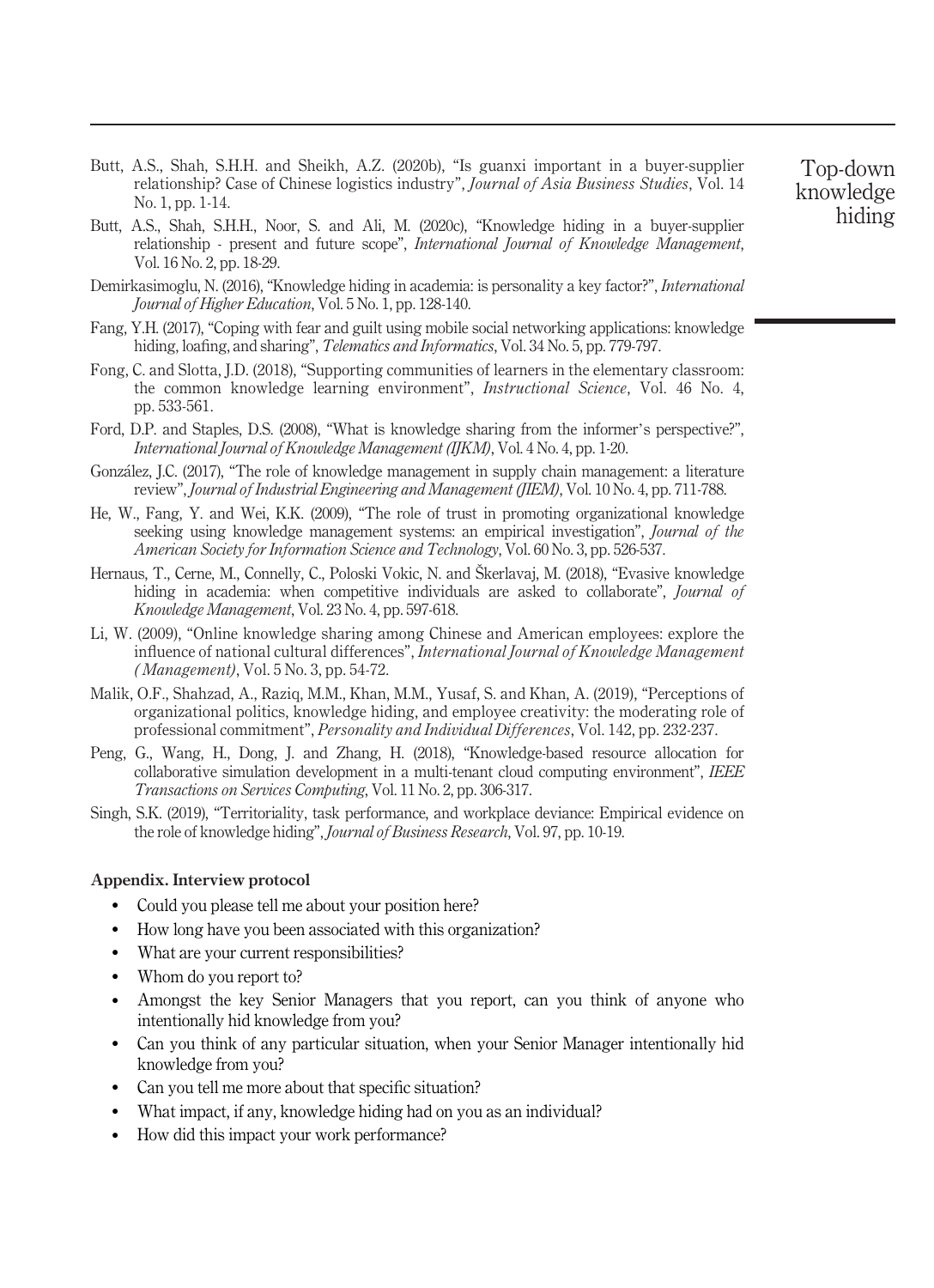Butt, A.S., Shah, S.H.H. and Sheikh, A.Z. (2020b), "Is guanxi important in a buyer-supplier relationship? Case of Chinese logistics industry", *Journal of Asia Business Studies*, Vol. 14 No. 1, pp. 1-14.

Butt, A.S., Shah, S.H.H., Noor, S. and Ali, M. (2020c), "Knowledge hiding in a buyer-supplier relationship - present and future scope", *International Journal of Knowledge Management*, Vol. 16 No. 2, pp. 18-29.

Demirkasimoglu, N. (2016), "Knowledge hiding in academia: is personality a key factor?", *International Journal of Higher Education*, Vol. 5 No. 1, pp. 128-140.

Fang, Y.H. (2017), "Coping with fear and guilt using mobile social networking applications: knowledge hiding, loafing, and sharing", *Telematics and Informatics*, Vol. 34 No. 5, pp. 779-797.

Fong, C. and Slotta, J.D. (2018), "Supporting communities of learners in the elementary classroom: the common knowledge learning environment", *Instructional Science*, Vol. 46 No. 4, pp. 533-561.

Ford, D.P. and Staples, D.S. (2008), "What is knowledge sharing from the informer's perspective?", *International Journal of Knowledge Management (IJKM)*, Vol. 4 No. 4, pp. 1-20.

González, J.C. (2017), "The role of knowledge management in supply chain management: a literature review", *Journal of Industrial Engineering and Management (JIEM)*, Vol. 10 No. 4, pp. 711-788.

He, W., Fang, Y. and Wei, K.K. (2009), "The role of trust in promoting organizational knowledge seeking using knowledge management systems: an empirical investigation", *Journal of the American Society for Information Science and Technology*, Vol. 60 No. 3, pp. 526-537.

Hernaus, T., Cerne, M., Connelly, C., Poloski Vokic, N. and Škerlavaj, M. (2018), "Evasive knowledge hiding in academia: when competitive individuals are asked to collaborate", *Journal of Knowledge Management*, Vol. 23 No. 4, pp. 597-618.

Li, W. (2009), "Online knowledge sharing among Chinese and American employees: explore the influence of national cultural differences", *International Journal of Knowledge Management (Management)*, Vol. 5 No. 3, pp. 54-72.

Malik, O.F., Shahzad, A., Raziq, M.M., Khan, M.M., Yusaf, S. and Khan, A. (2019), "Perceptions of organizational politics, knowledge hiding, and employee creativity: the moderating role of professional commitment", *Personality and Individual Differences*, Vol. 142, pp. 232-237.

Peng, G., Wang, H., Dong, J. and Zhang, H. (2018), "Knowledge-based resource allocation for collaborative simulation development in a multi-tenant cloud computing environment", *IEEE Transactions on Services Computing*, Vol. 11 No. 2, pp. 306-317.

Singh, S.K. (2019), "Territoriality, task performance, and workplace deviance: Empirical evidence on the role of knowledge hiding", *Journal of Business Research*, Vol. 97, pp. 10-19.

## Appendix. Interview protocol

- Could you please tell me about your position here?
- How long have you been associated with this organization?
- What are your current responsibilities?
- Whom do you report to?
- Amongst the key Senior Managers that you report, can you think of anyone who intentionally hid knowledge from you?
- Can you think of any particular situation, when your Senior Manager intentionally hid knowledge from you?
- Can you tell me more about that specific situation?
- What impact, if any, knowledge hiding had on you as an individual?
- How did this impact your work performance?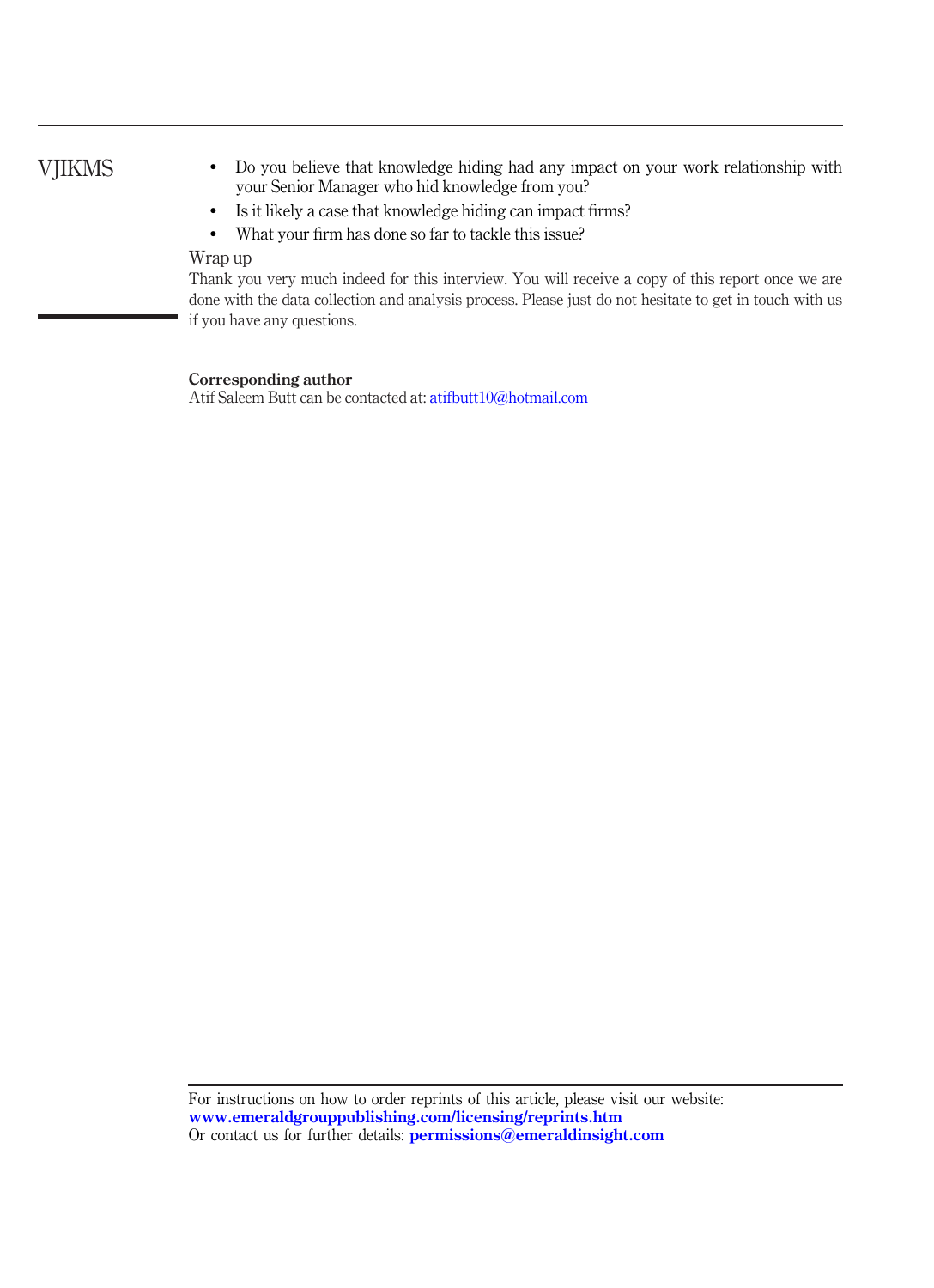- Do you believe that knowledge hiding had any impact on your work relationship with your Senior Manager who hid knowledge from you?
- Is it likely a case that knowledge hiding can impact firms?
- What your firm has done so far to tackle this issue?

Wrap up

Thank you very much indeed for this interview. You will receive a copy of this report once we are done with the data collection and analysis process. Please just do not hesitate to get in touch with us if you have any questions.

**Corresponding author**

Atif Saleem Butt can be contacted at: atifbutt10@hotmail.com

For instructions on how to order reprints of this article, please visit our website:
**www.emeraldgrouppublishing.com/licensing/reprints.htm**
Or contact us for further details: **permissions@emeraldinsight.com**